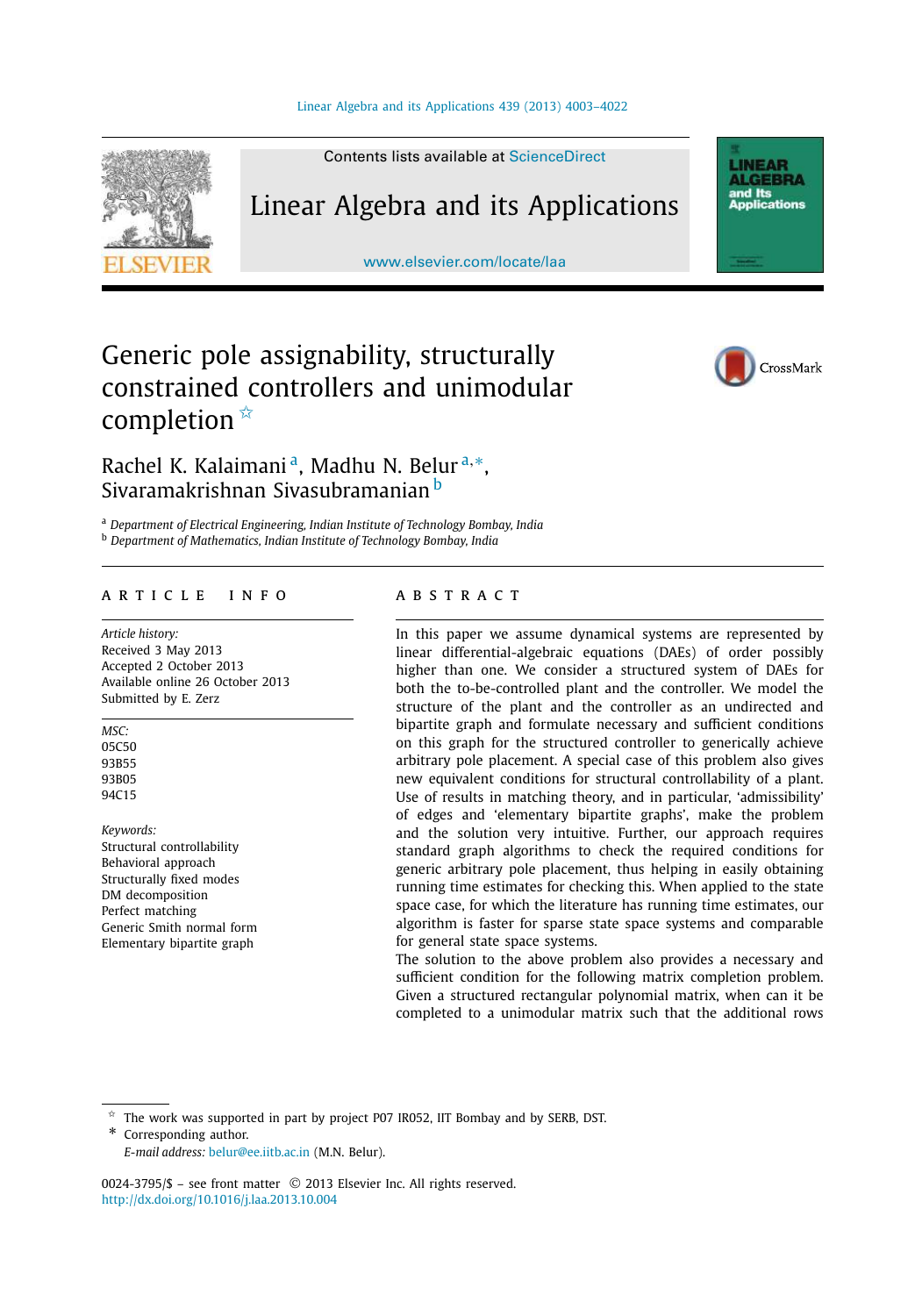# Generic pole assignability, structurally constrained controllers and unimodular completion ☆

Rachel K. Kalaimani [a], Madhu N. Belur [a,*], Sivaramakrishnan Sivasubramanian [b]

[a] Department of Electrical Engineering, Indian Institute of Technology Bombay, India
[b] Department of Mathematics, Indian Institute of Technology Bombay, India

## ARTICLE INFO

*Article history:*
Received 3 May 2013
Accepted 2 October 2013
Available online 26 October 2013
Submitted by E. Zerz

*MSC:*
05C50
93B55
93B05
94C15

*Keywords:*
Structural controllability
Behavioral approach
Structurally fixed modes
DM decomposition
Perfect matching
Generic Smith normal form
Elementary bipartite graph

## ABSTRACT

In this paper we assume dynamical systems are represented by linear differential-algebraic equations (DAEs) of order possibly higher than one. We consider a structured system of DAEs for both the to-be-controlled plant and the controller. We model the structure of the plant and the controller as an undirected and bipartite graph and formulate necessary and sufficient conditions on this graph for the structured controller to generically achieve arbitrary pole placement. A special case of this problem also gives new equivalent conditions for structural controllability of a plant. Use of results in matching theory, and in particular, 'admissibility' of edges and 'elementary bipartite graphs', make the problem and the solution very intuitive. Further, our approach requires standard graph algorithms to check the required conditions for generic arbitrary pole placement, thus helping in easily obtaining running time estimates for checking this. When applied to the state space case, for which the literature has running time estimates, our algorithm is faster for sparse state space systems and comparable for general state space systems.

The solution to the above problem also provides a necessary and sufficient condition for the following matrix completion problem. Given a structured rectangular polynomial matrix, when can it be completed to a unimodular matrix such that the additional rows

☆ The work was supported in part by project P07 IR052, IIT Bombay and by SERB, DST.

\* Corresponding author.

*E-mail address:* belur@ee.iitb.ac.in (M.N. Belur).

0024-3795/$ – see front matter © 2013 Elsevier Inc. All rights reserved.
http://dx.doi.org/10.1016/j.laa.2013.10.004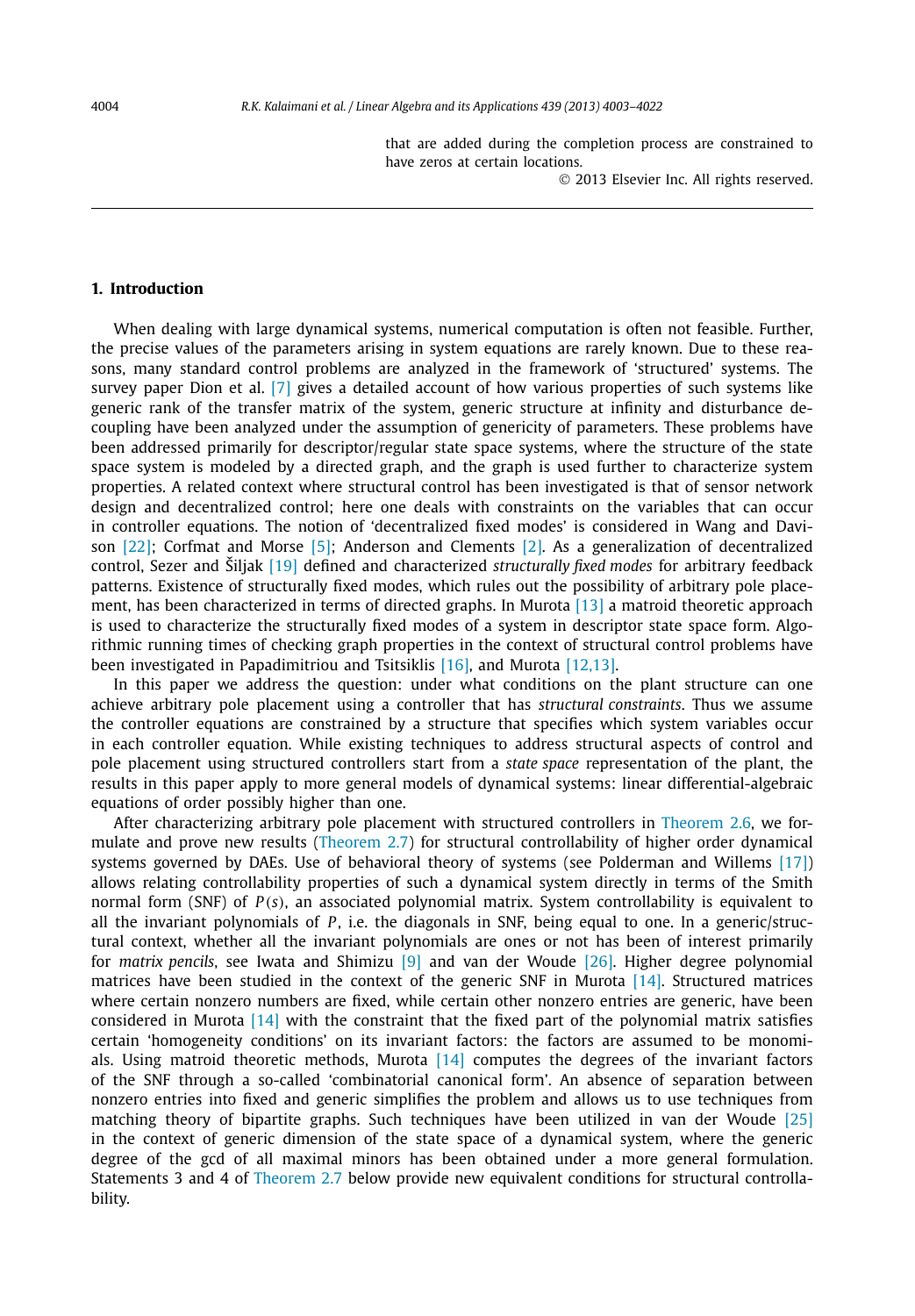that are added during the completion process are constrained to have zeros at certain locations.

© 2013 Elsevier Inc. All rights reserved.

## 1. Introduction

When dealing with large dynamical systems, numerical computation is often not feasible. Further, the precise values of the parameters arising in system equations are rarely known. Due to these reasons, many standard control problems are analyzed in the framework of 'structured' systems. The survey paper Dion et al. [7] gives a detailed account of how various properties of such systems like generic rank of the transfer matrix of the system, generic structure at infinity and disturbance decoupling have been analyzed under the assumption of genericity of parameters. These problems have been addressed primarily for descriptor/regular state space systems, where the structure of the state space system is modeled by a directed graph, and the graph is used further to characterize system properties. A related context where structural control has been investigated is that of sensor network design and decentralized control; here one deals with constraints on the variables that can occur in controller equations. The notion of 'decentralized fixed modes' is considered in Wang and Davison [22]; Corfmat and Morse [5]; Anderson and Clements [2]. As a generalization of decentralized control, Sezer and Šiljak [19] defined and characterized *structurally fixed modes* for arbitrary feedback patterns. Existence of structurally fixed modes, which rules out the possibility of arbitrary pole placement, has been characterized in terms of directed graphs. In Murota [13] a matroid theoretic approach is used to characterize the structurally fixed modes of a system in descriptor state space form. Algorithmic running times of checking graph properties in the context of structural control problems have been investigated in Papadimitriou and Tsitsiklis [16], and Murota [12,13].

In this paper we address the question: under what conditions on the plant structure can one achieve arbitrary pole placement using a controller that has *structural constraints*. Thus we assume the controller equations are constrained by a structure that specifies which system variables occur in each controller equation. While existing techniques to address structural aspects of control and pole placement using structured controllers start from a *state space* representation of the plant, the results in this paper apply to more general models of dynamical systems: linear differential-algebraic equations of order possibly higher than one.

After characterizing arbitrary pole placement with structured controllers in Theorem 2.6, we formulate and prove new results (Theorem 2.7) for structural controllability of higher order dynamical systems governed by DAEs. Use of behavioral theory of systems (see Polderman and Willems [17]) allows relating controllability properties of such a dynamical system directly in terms of the Smith normal form (SNF) of $P(s)$, an associated polynomial matrix. System controllability is equivalent to all the invariant polynomials of $P$, i.e. the diagonals in SNF, being equal to one. In a generic/structural context, whether all the invariant polynomials are ones or not has been of interest primarily for *matrix pencils*, see Iwata and Shimizu [9] and van der Woude [26]. Higher degree polynomial matrices have been studied in the context of the generic SNF in Murota [14]. Structured matrices where certain nonzero numbers are fixed, while certain other nonzero entries are generic, have been considered in Murota [14] with the constraint that the fixed part of the polynomial matrix satisfies certain 'homogeneity conditions' on its invariant factors: the factors are assumed to be monomials. Using matroid theoretic methods, Murota [14] computes the degrees of the invariant factors of the SNF through a so-called 'combinatorial canonical form'. An absence of separation between nonzero entries into fixed and generic simplifies the problem and allows us to use techniques from matching theory of bipartite graphs. Such techniques have been utilized in van der Woude [25] in the context of generic dimension of the state space of a dynamical system, where the generic degree of the gcd of all maximal minors has been obtained under a more general formulation. Statements 3 and 4 of Theorem 2.7 below provide new equivalent conditions for structural controllability.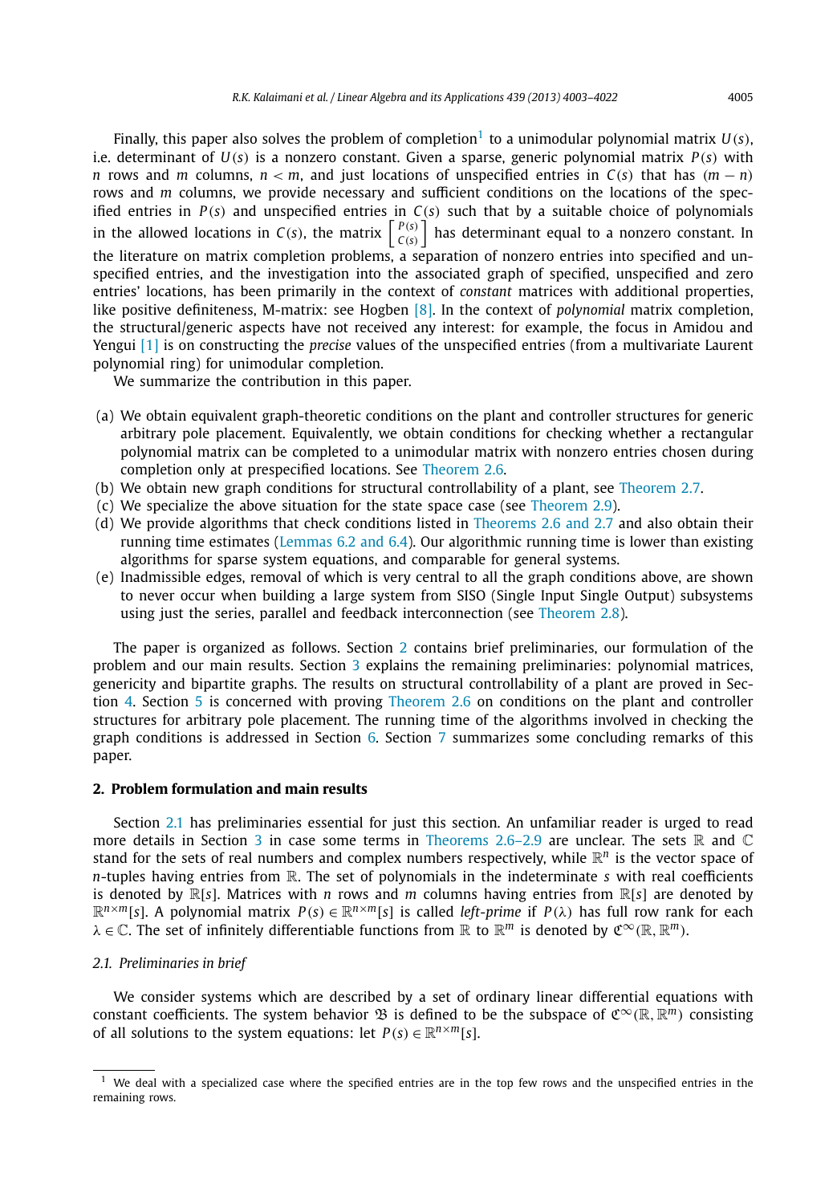Finally, this paper also solves the problem of completion[1] to a unimodular polynomial matrix $U(s)$, i.e. determinant of $U(s)$ is a nonzero constant. Given a sparse, generic polynomial matrix $P(s)$ with $n$ rows and $m$ columns, $n < m$, and just locations of unspecified entries in $C(s)$ that has $(m - n)$ rows and $m$ columns, we provide necessary and sufficient conditions on the locations of the specified entries in $P(s)$ and unspecified entries in $C(s)$ such that by a suitable choice of polynomials in the allowed locations in $C(s)$, the matrix $\begin{bmatrix} P(s) \\ C(s) \end{bmatrix}$ has determinant equal to a nonzero constant. In the literature on matrix completion problems, a separation of nonzero entries into specified and unspecified entries, and the investigation into the associated graph of specified, unspecified and zero entries' locations, has been primarily in the context of *constant* matrices with additional properties, like positive definiteness, M-matrix: see Hogben [8]. In the context of *polynomial* matrix completion, the structural/generic aspects have not received any interest: for example, the focus in Amidou and Yengui [1] is on constructing the *precise* values of the unspecified entries (from a multivariate Laurent polynomial ring) for unimodular completion.

We summarize the contribution in this paper.

(a) We obtain equivalent graph-theoretic conditions on the plant and controller structures for generic arbitrary pole placement. Equivalently, we obtain conditions for checking whether a rectangular polynomial matrix can be completed to a unimodular matrix with nonzero entries chosen during completion only at prespecified locations. See Theorem 2.6.
(b) We obtain new graph conditions for structural controllability of a plant, see Theorem 2.7.
(c) We specialize the above situation for the state space case (see Theorem 2.9).
(d) We provide algorithms that check conditions listed in Theorems 2.6 and 2.7 and also obtain their running time estimates (Lemmas 6.2 and 6.4). Our algorithmic running time is lower than existing algorithms for sparse system equations, and comparable for general systems.
(e) Inadmissible edges, removal of which is very central to all the graph conditions above, are shown to never occur when building a large system from SISO (Single Input Single Output) subsystems using just the series, parallel and feedback interconnection (see Theorem 2.8).

The paper is organized as follows. Section 2 contains brief preliminaries, our formulation of the problem and our main results. Section 3 explains the remaining preliminaries: polynomial matrices, genericity and bipartite graphs. The results on structural controllability of a plant are proved in Section 4. Section 5 is concerned with proving Theorem 2.6 on conditions on the plant and controller structures for arbitrary pole placement. The running time of the algorithms involved in checking the graph conditions is addressed in Section 6. Section 7 summarizes some concluding remarks of this paper.

## 2. Problem formulation and main results

Section 2.1 has preliminaries essential for just this section. An unfamiliar reader is urged to read more details in Section 3 in case some terms in Theorems 2.6–2.9 are unclear. The sets $\mathbb{R}$ and $\mathbb{C}$ stand for the sets of real numbers and complex numbers respectively, while $\mathbb{R}^n$ is the vector space of $n$-tuples having entries from $\mathbb{R}$. The set of polynomials in the indeterminate $s$ with real coefficients is denoted by $\mathbb{R}[s]$. Matrices with $n$ rows and $m$ columns having entries from $\mathbb{R}[s]$ are denoted by $\mathbb{R}^{n\times m}[s]$. A polynomial matrix $P(s) \in \mathbb{R}^{n\times m}[s]$ is called *left-prime* if $P(\lambda)$ has full row rank for each $\lambda \in \mathbb{C}$. The set of infinitely differentiable functions from $\mathbb{R}$ to $\mathbb{R}^m$ is denoted by $\mathfrak{C}^\infty(\mathbb{R}, \mathbb{R}^m)$.

### 2.1. Preliminaries in brief

We consider systems which are described by a set of ordinary linear differential equations with constant coefficients. The system behavior $\mathfrak{B}$ is defined to be the subspace of $\mathfrak{C}^\infty(\mathbb{R}, \mathbb{R}^m)$ consisting of all solutions to the system equations: let $P(s) \in \mathbb{R}^{n\times m}[s]$.

[1] We deal with a specialized case where the specified entries are in the top few rows and the unspecified entries in the remaining rows.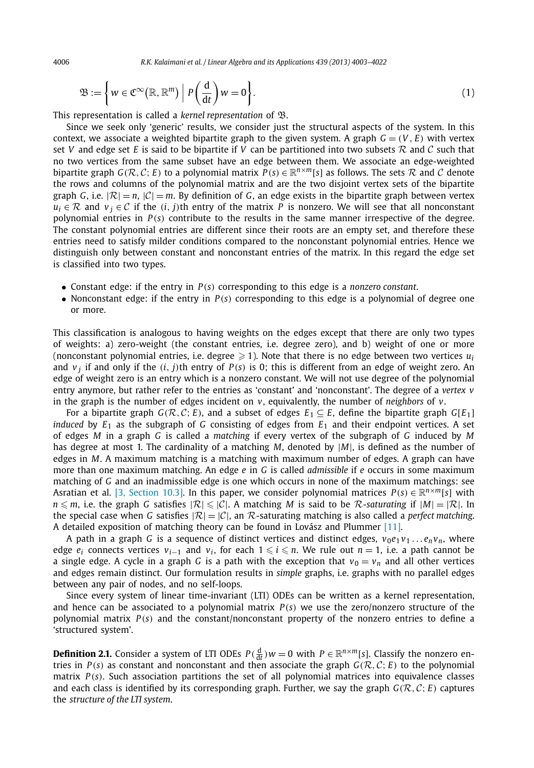$$\mathfrak{B} := \left\{ w \in \mathfrak{C}^{\infty}\big(\mathbb{R}, \mathbb{R}^m\big) \;\middle|\; P\left(\frac{\mathrm{d}}{\mathrm{d}t}\right) w = 0 \right\}. \tag{1}$$

This representation is called a *kernel representation* of $\mathfrak{B}$.

Since we seek only 'generic' results, we consider just the structural aspects of the system. In this context, we associate a weighted bipartite graph to the given system. A graph $G = (V, E)$ with vertex set $V$ and edge set $E$ is said to be bipartite if $V$ can be partitioned into two subsets $\mathcal{R}$ and $\mathcal{C}$ such that no two vertices from the same subset have an edge between them. We associate an edge-weighted bipartite graph $G(\mathcal{R}, \mathcal{C}; E)$ to a polynomial matrix $P(s) \in \mathbb{R}^{n\times m}[s]$ as follows. The sets $\mathcal{R}$ and $\mathcal{C}$ denote the rows and columns of the polynomial matrix and are the two disjoint vertex sets of the bipartite graph $G$, i.e. $|\mathcal{R}| = n$, $|\mathcal{C}| = m$. By definition of $G$, an edge exists in the bipartite graph between vertex $u_i \in \mathcal{R}$ and $v_j \in \mathcal{C}$ if the $(i, j)$th entry of the matrix $P$ is nonzero. We will see that all nonconstant polynomial entries in $P(s)$ contribute to the results in the same manner irrespective of the degree. The constant polynomial entries are different since their roots are an empty set, and therefore these entries need to satisfy milder conditions compared to the nonconstant polynomial entries. Hence we distinguish only between constant and nonconstant entries of the matrix. In this regard the edge set is classified into two types.

- Constant edge: if the entry in $P(s)$ corresponding to this edge is a *nonzero constant*.
- Nonconstant edge: if the entry in $P(s)$ corresponding to this edge is a polynomial of degree one or more.

This classification is analogous to having weights on the edges except that there are only two types of weights: a) zero-weight (the constant entries, i.e. degree zero), and b) weight of one or more (nonconstant polynomial entries, i.e. degree $\geqslant 1$). Note that there is no edge between two vertices $u_i$ and $v_j$ if and only if the $(i, j)$th entry of $P(s)$ is 0; this is different from an edge of weight zero. An edge of weight zero is an entry which is a nonzero constant. We will not use degree of the polynomial entry anymore, but rather refer to the entries as 'constant' and 'nonconstant'. The degree of a *vertex* $v$ in the graph is the number of edges incident on $v$, equivalently, the number of *neighbors* of $v$.

For a bipartite graph $G(\mathcal{R}, \mathcal{C}; E)$, and a subset of edges $E_1 \subseteq E$, define the bipartite graph $G[E_1]$ *induced* by $E_1$ as the subgraph of $G$ consisting of edges from $E_1$ and their endpoint vertices. A set of edges $M$ in a graph $G$ is called a *matching* if every vertex of the subgraph of $G$ induced by $M$ has degree at most 1. The cardinality of a matching $M$, denoted by $|M|$, is defined as the number of edges in $M$. A maximum matching is a matching with maximum number of edges. A graph can have more than one maximum matching. An edge $e$ in $G$ is called *admissible* if $e$ occurs in some maximum matching of $G$ and an inadmissible edge is one which occurs in none of the maximum matchings: see Asratian et al. [3, Section 10.3]. In this paper, we consider polynomial matrices $P(s) \in \mathbb{R}^{n\times m}[s]$ with $n \leqslant m$, i.e. the graph $G$ satisfies $|\mathcal{R}| \leqslant |\mathcal{C}|$. A matching $M$ is said to be $\mathcal{R}$*-saturating* if $|M| = |\mathcal{R}|$. In the special case when $G$ satisfies $|\mathcal{R}| = |\mathcal{C}|$, an $\mathcal{R}$-saturating matching is also called a *perfect matching*. A detailed exposition of matching theory can be found in Lovász and Plummer [11].

A path in a graph $G$ is a sequence of distinct vertices and distinct edges, $v_0 e_1 v_1 \ldots e_n v_n$, where edge $e_i$ connects vertices $v_{i-1}$ and $v_i$, for each $1 \leqslant i \leqslant n$. We rule out $n = 1$, i.e. a path cannot be a single edge. A cycle in a graph $G$ is a path with the exception that $v_0 = v_n$ and all other vertices and edges remain distinct. Our formulation results in *simple* graphs, i.e. graphs with no parallel edges between any pair of nodes, and no self-loops.

Since every system of linear time-invariant (LTI) ODEs can be written as a kernel representation, and hence can be associated to a polynomial matrix $P(s)$ we use the zero/nonzero structure of the polynomial matrix $P(s)$ and the constant/nonconstant property of the nonzero entries to define a 'structured system'.

**Definition 2.1.** Consider a system of LTI ODEs $P(\frac{\mathrm{d}}{\mathrm{d}t})w = 0$ with $P \in \mathbb{R}^{n\times m}[s]$. Classify the nonzero entries in $P(s)$ as constant and nonconstant and then associate the graph $G(\mathcal{R}, \mathcal{C}; E)$ to the polynomial matrix $P(s)$. Such association partitions the set of all polynomial matrices into equivalence classes and each class is identified by its corresponding graph. Further, we say the graph $G(\mathcal{R}, \mathcal{C}; E)$ captures the *structure of the LTI system*.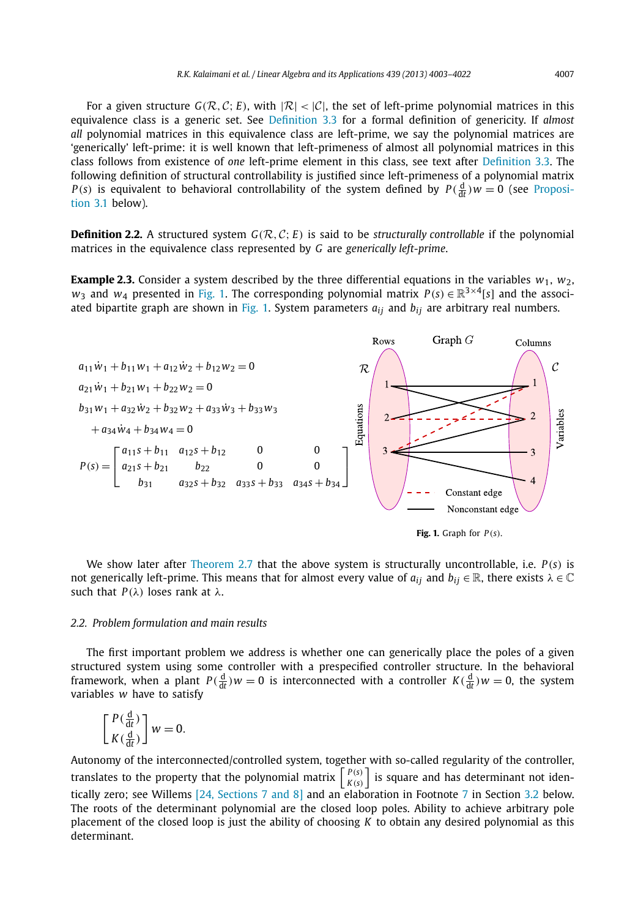For a given structure $G(\mathcal{R}, \mathcal{C}; E)$, with $|\mathcal{R}| < |\mathcal{C}|$, the set of left-prime polynomial matrices in this equivalence class is a generic set. See Definition 3.3 for a formal definition of genericity. If *almost all* polynomial matrices in this equivalence class are left-prime, we say the polynomial matrices are 'generically' left-prime: it is well known that left-primeness of almost all polynomial matrices in this class follows from existence of *one* left-prime element in this class, see text after Definition 3.3. The following definition of structural controllability is justified since left-primeness of a polynomial matrix $P(s)$ is equivalent to behavioral controllability of the system defined by $P(\frac{d}{dt})w = 0$ (see Proposition 3.1 below).

**Definition 2.2.** A structured system $G(\mathcal{R}, \mathcal{C}; E)$ is said to be *structurally controllable* if the polynomial matrices in the equivalence class represented by $G$ are *generically left-prime*.

**Example 2.3.** Consider a system described by the three differential equations in the variables $w_1$, $w_2$, $w_3$ and $w_4$ presented in Fig. 1. The corresponding polynomial matrix $P(s) \in \mathbb{R}^{3\times 4}[s]$ and the associated bipartite graph are shown in Fig. 1. System parameters $a_{ij}$ and $b_{ij}$ are arbitrary real numbers.

$$a_{11}\dot{w}_1 + b_{11}w_1 + a_{12}\dot{w}_2 + b_{12}w_2 = 0$$

$$a_{21}\dot{w}_1 + b_{21}w_1 + b_{22}w_2 = 0$$

$$b_{31}w_1 + a_{32}\dot{w}_2 + b_{32}w_2 + a_{33}\dot{w}_3 + b_{33}w_3 + a_{34}\dot{w}_4 + b_{34}w_4 = 0$$

$$P(s) = \begin{bmatrix} a_{11}s + b_{11} & a_{12}s + b_{12} & 0 & 0 \\ a_{21}s + b_{21} & b_{22} & 0 & 0 \\ b_{31} & a_{32}s + b_{32} & a_{33}s + b_{33} & a_{34}s + b_{34} \end{bmatrix}$$

**Fig. 1.** Graph for $P(s)$.

We show later after Theorem 2.7 that the above system is structurally uncontrollable, i.e. $P(s)$ is not generically left-prime. This means that for almost every value of $a_{ij}$ and $b_{ij} \in \mathbb{R}$, there exists $\lambda \in \mathbb{C}$ such that $P(\lambda)$ loses rank at $\lambda$.

## 2.2. Problem formulation and main results

The first important problem we address is whether one can generically place the poles of a given structured system using some controller with a prespecified controller structure. In the behavioral framework, when a plant $P(\frac{d}{dt})w = 0$ is interconnected with a controller $K(\frac{d}{dt})w = 0$, the system variables $w$ have to satisfy

$$\begin{bmatrix} P(\frac{d}{dt}) \\ K(\frac{d}{dt}) \end{bmatrix} w = 0.$$

Autonomy of the interconnected/controlled system, together with so-called regularity of the controller, translates to the property that the polynomial matrix $\begin{bmatrix} P(s) \\ K(s) \end{bmatrix}$ is square and has determinant not identically zero; see Willems [24, Sections 7 and 8] and an elaboration in Footnote 7 in Section 3.2 below. The roots of the determinant polynomial are the closed loop poles. Ability to achieve arbitrary pole placement of the closed loop is just the ability of choosing $K$ to obtain any desired polynomial as this determinant.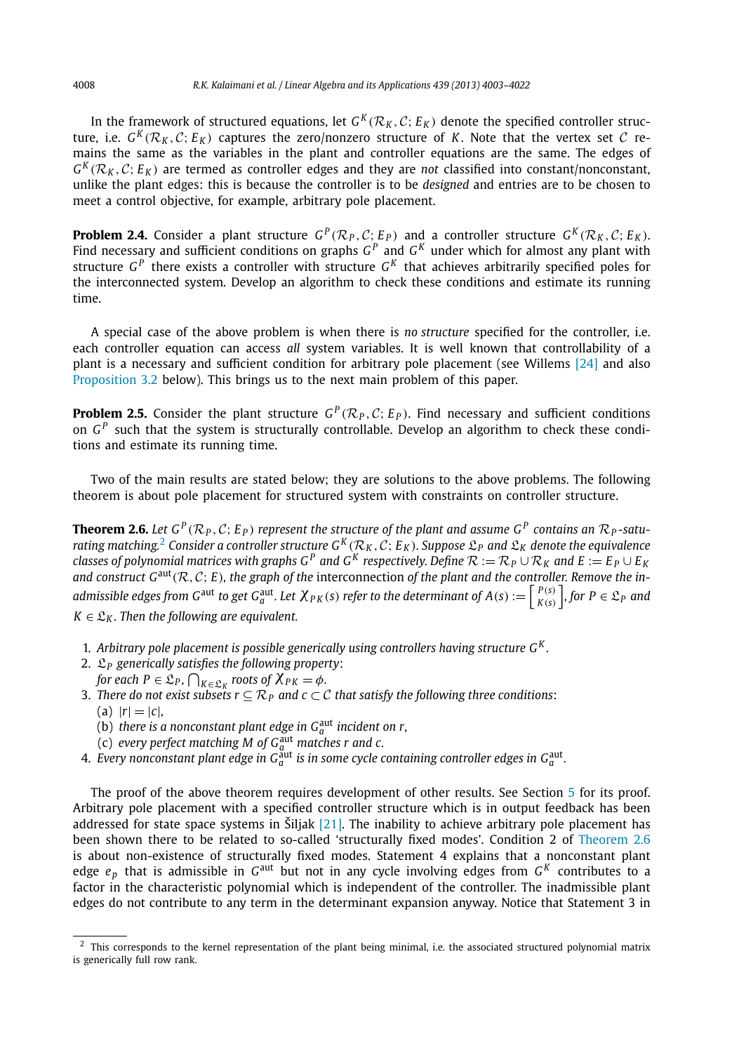In the framework of structured equations, let $G^K(\mathcal{R}_K, \mathcal{C}; E_K)$ denote the specified controller structure, i.e. $G^K(\mathcal{R}_K, \mathcal{C}; E_K)$ captures the zero/nonzero structure of $K$. Note that the vertex set $\mathcal{C}$ remains the same as the variables in the plant and controller equations are the same. The edges of $G^K(\mathcal{R}_K, \mathcal{C}; E_K)$ are termed as controller edges and they are *not* classified into constant/nonconstant, unlike the plant edges: this is because the controller is to be *designed* and entries are to be chosen to meet a control objective, for example, arbitrary pole placement.

**Problem 2.4.** Consider a plant structure $G^P(\mathcal{R}_P, \mathcal{C}; E_P)$ and a controller structure $G^K(\mathcal{R}_K, \mathcal{C}; E_K)$. Find necessary and sufficient conditions on graphs $G^P$ and $G^K$ under which for almost any plant with structure $G^P$ there exists a controller with structure $G^K$ that achieves arbitrarily specified poles for the interconnected system. Develop an algorithm to check these conditions and estimate its running time.

A special case of the above problem is when there is *no structure* specified for the controller, i.e. each controller equation can access *all* system variables. It is well known that controllability of a plant is a necessary and sufficient condition for arbitrary pole placement (see Willems [24] and also Proposition 3.2 below). This brings us to the next main problem of this paper.

**Problem 2.5.** Consider the plant structure $G^P(\mathcal{R}_P, \mathcal{C}; E_P)$. Find necessary and sufficient conditions on $G^P$ such that the system is structurally controllable. Develop an algorithm to check these conditions and estimate its running time.

Two of the main results are stated below; they are solutions to the above problems. The following theorem is about pole placement for structured system with constraints on controller structure.

**Theorem 2.6.** *Let $G^P(\mathcal{R}_P, \mathcal{C}; E_P)$ represent the structure of the plant and assume $G^P$ contains an $\mathcal{R}_P$-saturating matching.*[2] *Consider a controller structure $G^K(\mathcal{R}_K, \mathcal{C}; E_K)$. Suppose $\mathfrak{L}_P$ and $\mathfrak{L}_K$ denote the equivalence classes of polynomial matrices with graphs $G^P$ and $G^K$ respectively. Define $\mathcal{R} := \mathcal{R}_P \cup \mathcal{R}_K$ and $E := E_P \cup E_K$ and construct $G^{\text{aut}}(\mathcal{R}, \mathcal{C}; E)$, the graph of the* interconnection *of the plant and the controller. Remove the inadmissible edges from $G^{\text{aut}}$ to get $G_a^{\text{aut}}$. Let $\chi_{PK}(s)$ refer to the determinant of $A(s) := \begin{bmatrix} P(s) \\ K(s) \end{bmatrix}$, for $P \in \mathfrak{L}_P$ and $K \in \mathfrak{L}_K$. Then the following are equivalent.*

1. *Arbitrary pole placement is possible generically using controllers having structure $G^K$.*
2. *$\mathfrak{L}_P$ generically satisfies the following property*:
   *for each $P \in \mathfrak{L}_P$, $\bigcap_{K \in \mathfrak{L}_K}$ roots of $\chi_{PK} = \phi$.*
3. *There do not exist subsets $r \subseteq \mathcal{R}_P$ and $c \subset \mathcal{C}$ that satisfy the following three conditions*:
   (a) $|r| = |c|$,
   (b) *there is a nonconstant plant edge in $G_a^{\text{aut}}$ incident on $r$,*
   (c) *every perfect matching $M$ of $G_a^{\text{aut}}$ matches $r$ and $c$.*
4. *Every nonconstant plant edge in $G_a^{\text{aut}}$ is in some cycle containing controller edges in $G_a^{\text{aut}}$.*

The proof of the above theorem requires development of other results. See Section 5 for its proof. Arbitrary pole placement with a specified controller structure which is in output feedback has been addressed for state space systems in Šiljak [21]. The inability to achieve arbitrary pole placement has been shown there to be related to so-called 'structurally fixed modes'. Condition 2 of Theorem 2.6 is about non-existence of structurally fixed modes. Statement 4 explains that a nonconstant plant edge $e_p$ that is admissible in $G^{\text{aut}}$ but not in any cycle involving edges from $G^K$ contributes to a factor in the characteristic polynomial which is independent of the controller. The inadmissible plant edges do not contribute to any term in the determinant expansion anyway. Notice that Statement 3 in

[2] This corresponds to the kernel representation of the plant being minimal, i.e. the associated structured polynomial matrix is generically full row rank.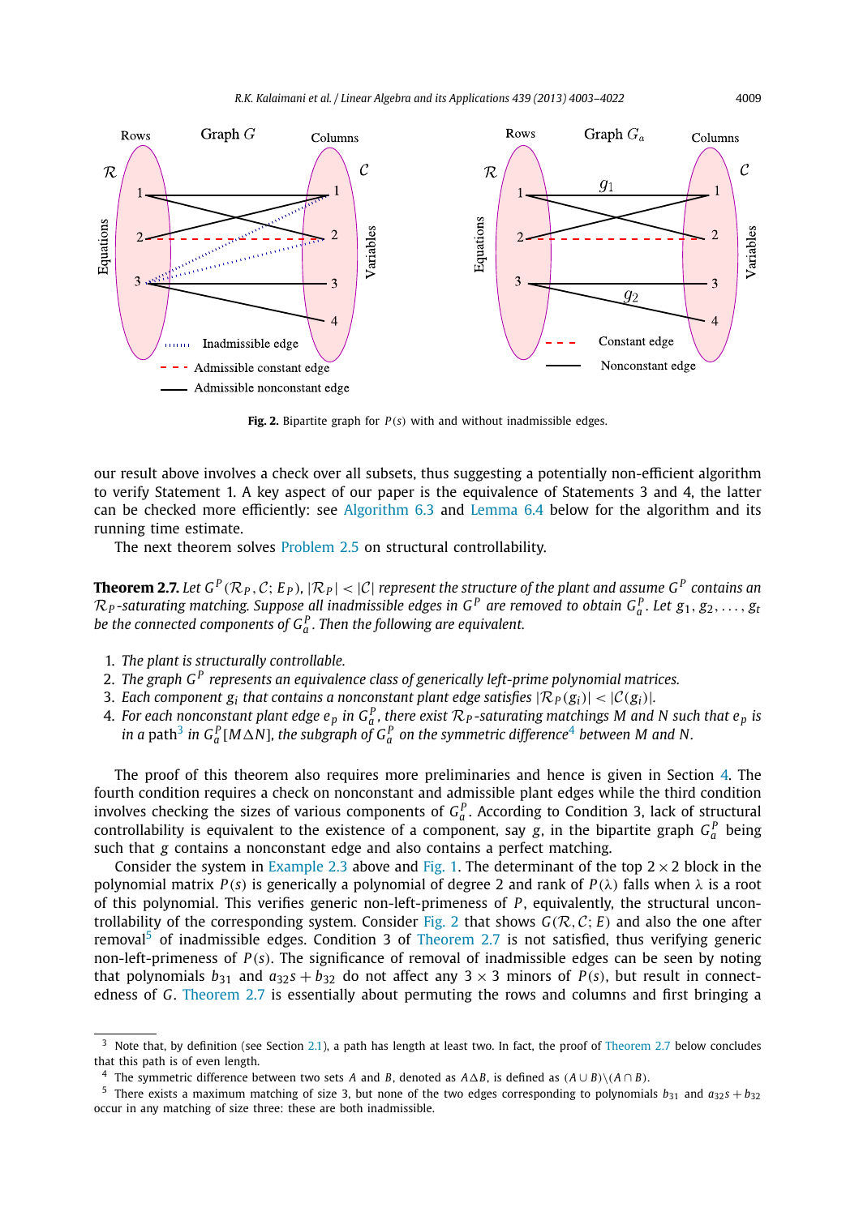**Fig. 2.** Bipartite graph for $P(s)$ with and without inadmissible edges.

our result above involves a check over all subsets, thus suggesting a potentially non-efficient algorithm to verify Statement 1. A key aspect of our paper is the equivalence of Statements 3 and 4, the latter can be checked more efficiently: see Algorithm 6.3 and Lemma 6.4 below for the algorithm and its running time estimate.

The next theorem solves Problem 2.5 on structural controllability.

**Theorem 2.7.** *Let $G^P(\mathcal{R}_P, \mathcal{C}; E_P)$, $|\mathcal{R}_P| < |\mathcal{C}|$ represent the structure of the plant and assume $G^P$ contains an $\mathcal{R}_P$-saturating matching. Suppose all inadmissible edges in $G^P$ are removed to obtain $G_a^P$. Let $g_1, g_2, \ldots, g_t$ be the connected components of $G_a^P$. Then the following are equivalent.*

1. *The plant is structurally controllable.*
2. *The graph $G^P$ represents an equivalence class of generically left-prime polynomial matrices.*
3. *Each component $g_i$ that contains a nonconstant plant edge satisfies $|\mathcal{R}_P(g_i)| < |\mathcal{C}(g_i)|$.*
4. *For each nonconstant plant edge $e_p$ in $G_a^P$, there exist $\mathcal{R}_P$-saturating matchings $M$ and $N$ such that $e_p$ is in a path*[3] *in $G_a^P[M \Delta N]$, the subgraph of $G_a^P$ on the symmetric difference*[4] *between $M$ and $N$.*

The proof of this theorem also requires more preliminaries and hence is given in Section 4. The fourth condition requires a check on nonconstant and admissible plant edges while the third condition involves checking the sizes of various components of $G_a^P$. According to Condition 3, lack of structural controllability is equivalent to the existence of a component, say $g$, in the bipartite graph $G_a^P$ being such that $g$ contains a nonconstant edge and also contains a perfect matching.

Consider the system in Example 2.3 above and Fig. 1. The determinant of the top $2 \times 2$ block in the polynomial matrix $P(s)$ is generically a polynomial of degree 2 and rank of $P(\lambda)$ falls when $\lambda$ is a root of this polynomial. This verifies generic non-left-primeness of $P$, equivalently, the structural uncontrollability of the corresponding system. Consider Fig. 2 that shows $G(\mathcal{R}, \mathcal{C}; E)$ and also the one after removal[5] of inadmissible edges. Condition 3 of Theorem 2.7 is not satisfied, thus verifying generic non-left-primeness of $P(s)$. The significance of removal of inadmissible edges can be seen by noting that polynomials $b_{31}$ and $a_{32}s + b_{32}$ do not affect any $3 \times 3$ minors of $P(s)$, but result in connectedness of $G$. Theorem 2.7 is essentially about permuting the rows and columns and first bringing a

---

[3] Note that, by definition (see Section 2.1), a path has length at least two. In fact, the proof of Theorem 2.7 below concludes that this path is of even length.

[4] The symmetric difference between two sets $A$ and $B$, denoted as $A \Delta B$, is defined as $(A \cup B) \backslash (A \cap B)$.

[5] There exists a maximum matching of size 3, but none of the two edges corresponding to polynomials $b_{31}$ and $a_{32}s + b_{32}$ occur in any matching of size three: these are both inadmissible.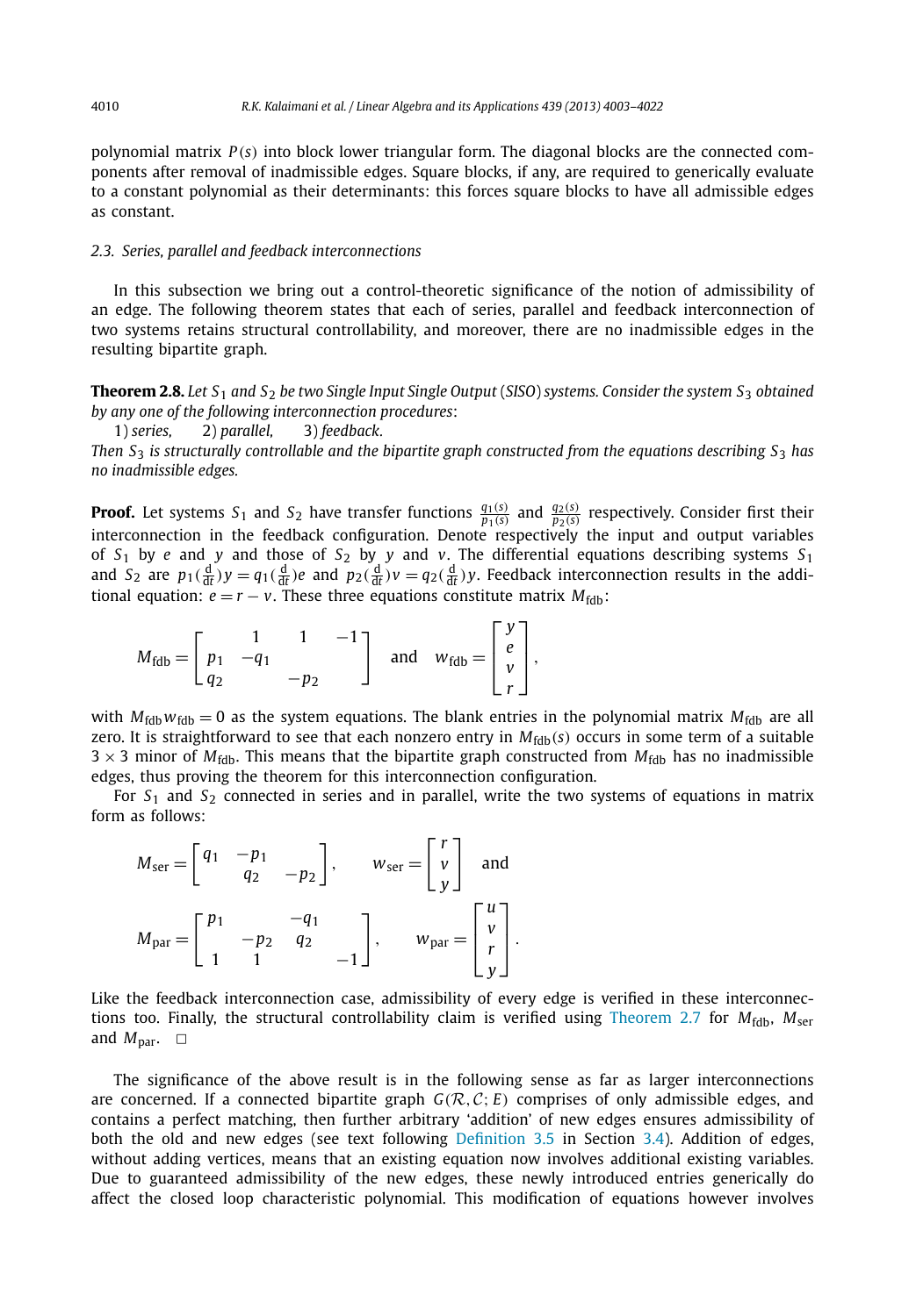polynomial matrix $P(s)$ into block lower triangular form. The diagonal blocks are the connected components after removal of inadmissible edges. Square blocks, if any, are required to generically evaluate to a constant polynomial as their determinants: this forces square blocks to have all admissible edges as constant.

### 2.3. Series, parallel and feedback interconnections

In this subsection we bring out a control-theoretic significance of the notion of admissibility of an edge. The following theorem states that each of series, parallel and feedback interconnection of two systems retains structural controllability, and moreover, there are no inadmissible edges in the resulting bipartite graph.

**Theorem 2.8.** *Let $S_1$ and $S_2$ be two Single Input Single Output (SISO) systems. Consider the system $S_3$ obtained by any one of the following interconnection procedures*:
1) *series,* 2) *parallel,* 3) *feedback.*
*Then $S_3$ is structurally controllable and the bipartite graph constructed from the equations describing $S_3$ has no inadmissible edges.*

**Proof.** Let systems $S_1$ and $S_2$ have transfer functions $\frac{q_1(s)}{p_1(s)}$ and $\frac{q_2(s)}{p_2(s)}$ respectively. Consider first their interconnection in the feedback configuration. Denote respectively the input and output variables of $S_1$ by $e$ and $y$ and those of $S_2$ by $y$ and $v$. The differential equations describing systems $S_1$ and $S_2$ are $p_1(\frac{d}{dt})y = q_1(\frac{d}{dt})e$ and $p_2(\frac{d}{dt})v = q_2(\frac{d}{dt})y$. Feedback interconnection results in the additional equation: $e = r - v$. These three equations constitute matrix $M_{\text{fdb}}$:

$$M_{\text{fdb}} = \begin{bmatrix} & 1 & 1 & -1 \\ p_1 & -q_1 & & \\ q_2 & & -p_2 & \end{bmatrix} \quad \text{and} \quad w_{\text{fdb}} = \begin{bmatrix} y \\ e \\ v \\ r \end{bmatrix},$$

with $M_{\text{fdb}} w_{\text{fdb}} = 0$ as the system equations. The blank entries in the polynomial matrix $M_{\text{fdb}}$ are all zero. It is straightforward to see that each nonzero entry in $M_{\text{fdb}}(s)$ occurs in some term of a suitable $3 \times 3$ minor of $M_{\text{fdb}}$. This means that the bipartite graph constructed from $M_{\text{fdb}}$ has no inadmissible edges, thus proving the theorem for this interconnection configuration.

For $S_1$ and $S_2$ connected in series and in parallel, write the two systems of equations in matrix form as follows:

$$M_{\text{ser}} = \begin{bmatrix} q_1 & -p_1 & \\ & q_2 & -p_2 \end{bmatrix}, \qquad w_{\text{ser}} = \begin{bmatrix} r \\ v \\ y \end{bmatrix} \quad \text{and}$$

$$M_{\text{par}} = \begin{bmatrix} p_1 & & -q_1 & \\ & -p_2 & q_2 & \\ 1 & 1 & & -1 \end{bmatrix}, \qquad w_{\text{par}} = \begin{bmatrix} u \\ v \\ r \\ y \end{bmatrix}.$$

Like the feedback interconnection case, admissibility of every edge is verified in these interconnections too. Finally, the structural controllability claim is verified using Theorem 2.7 for $M_{\text{fdb}}$, $M_{\text{ser}}$ and $M_{\text{par}}$. $\square$

The significance of the above result is in the following sense as far as larger interconnections are concerned. If a connected bipartite graph $G(\mathcal{R}, \mathcal{C}; E)$ comprises of only admissible edges, and contains a perfect matching, then further arbitrary 'addition' of new edges ensures admissibility of both the old and new edges (see text following Definition 3.5 in Section 3.4). Addition of edges, without adding vertices, means that an existing equation now involves additional existing variables. Due to guaranteed admissibility of the new edges, these newly introduced entries generically do affect the closed loop characteristic polynomial. This modification of equations however involves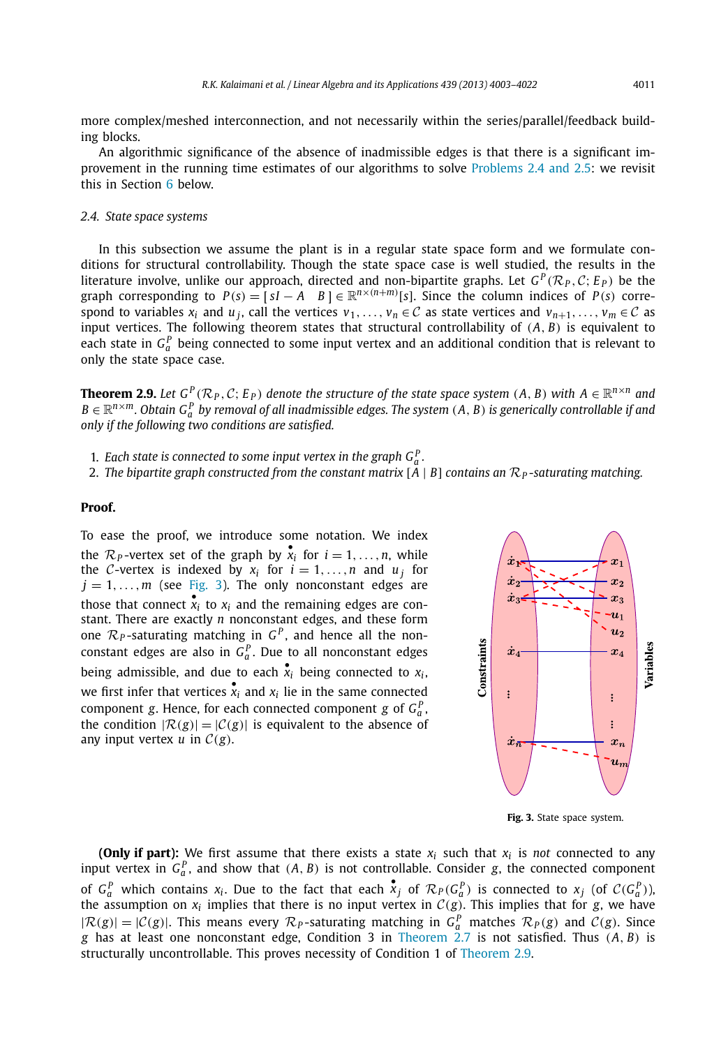more complex/meshed interconnection, and not necessarily within the series/parallel/feedback building blocks.

An algorithmic significance of the absence of inadmissible edges is that there is a significant improvement in the running time estimates of our algorithms to solve Problems 2.4 and 2.5: we revisit this in Section 6 below.

### 2.4. State space systems

In this subsection we assume the plant is in a regular state space form and we formulate conditions for structural controllability. Though the state space case is well studied, the results in the literature involve, unlike our approach, directed and non-bipartite graphs. Let $G^P(\mathcal{R}_P, \mathcal{C}; E_P)$ be the graph corresponding to $P(s) = [\, sI - A \quad B \,] \in \mathbb{R}^{n\times(n+m)}[s]$. Since the column indices of $P(s)$ correspond to variables $x_i$ and $u_j$, call the vertices $v_1, \ldots, v_n \in \mathcal{C}$ as state vertices and $v_{n+1}, \ldots, v_m \in \mathcal{C}$ as input vertices. The following theorem states that structural controllability of $(A, B)$ is equivalent to each state in $G_a^P$ being connected to some input vertex and an additional condition that is relevant to only the state space case.

**Theorem 2.9.** *Let $G^P(\mathcal{R}_P, \mathcal{C}; E_P)$ denote the structure of the state space system $(A, B)$ with $A \in \mathbb{R}^{n\times n}$ and $B \in \mathbb{R}^{n\times m}$. Obtain $G_a^P$ by removal of all inadmissible edges. The system $(A, B)$ is generically controllable if and only if the following two conditions are satisfied.*

1. *Each state is connected to some input vertex in the graph $G_a^P$.*
2. *The bipartite graph constructed from the constant matrix $[A \mid B]$ contains an $\mathcal{R}_P$-saturating matching.*

**Proof.**

To ease the proof, we introduce some notation. We index the $\mathcal{R}_P$-vertex set of the graph by $\dot{x}_i$ for $i = 1, \ldots, n$, while the $\mathcal{C}$-vertex is indexed by $x_i$ for $i = 1, \ldots, n$ and $u_j$ for $j = 1, \ldots, m$ (see Fig. 3). The only nonconstant edges are those that connect $\dot{x}_i$ to $x_i$ and the remaining edges are constant. There are exactly $n$ nonconstant edges, and these form one $\mathcal{R}_P$-saturating matching in $G^P$, and hence all the nonconstant edges are also in $G_a^P$. Due to all nonconstant edges being admissible, and due to each $\dot{x}_i$ being connected to $x_i$, we first infer that vertices $\dot{x}_i$ and $x_i$ lie in the same connected component $g$. Hence, for each connected component $g$ of $G_a^P$, the condition $|\mathcal{R}(g)| = |\mathcal{C}(g)|$ is equivalent to the absence of any input vertex $u$ in $\mathcal{C}(g)$.

**Fig. 3.** State space system.

**(Only if part):** We first assume that there exists a state $x_i$ such that $x_i$ is *not* connected to any input vertex in $G_a^P$, and show that $(A, B)$ is not controllable. Consider $g$, the connected component of $G_a^P$ which contains $x_i$. Due to the fact that each $\dot{x}_j$ of $\mathcal{R}_P(G_a^P)$ is connected to $x_j$ (of $\mathcal{C}(G_a^P)$), the assumption on $x_i$ implies that there is no input vertex in $\mathcal{C}(g)$. This implies that for $g$, we have $|\mathcal{R}(g)| = |\mathcal{C}(g)|$. This means every $\mathcal{R}_P$-saturating matching in $G_a^P$ matches $\mathcal{R}_P(g)$ and $\mathcal{C}(g)$. Since $g$ has at least one nonconstant edge, Condition 3 in Theorem 2.7 is not satisfied. Thus $(A, B)$ is structurally uncontrollable. This proves necessity of Condition 1 of Theorem 2.9.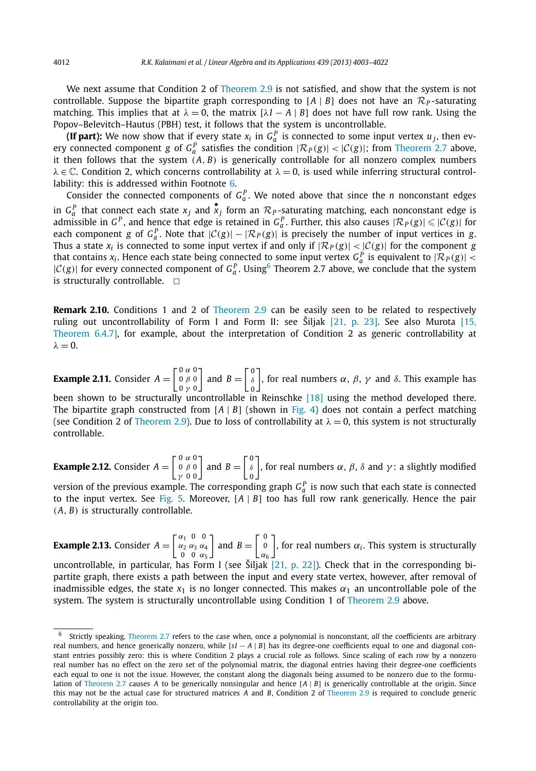We next assume that Condition 2 of Theorem 2.9 is not satisfied, and show that the system is not controllable. Suppose the bipartite graph corresponding to $[A \mid B]$ does not have an $\mathcal{R}_P$-saturating matching. This implies that at $\lambda = 0$, the matrix $[\lambda I - A \mid B]$ does not have full row rank. Using the Popov–Belevitch–Hautus (PBH) test, it follows that the system is uncontrollable.

**(If part):** We now show that if every state $x_i$ in $G_a^P$ is connected to some input vertex $u_j$, then every connected component $g$ of $G_a^P$ satisfies the condition $|\mathcal{R}_P(g)| < |\mathcal{C}(g)|$; from Theorem 2.7 above, it then follows that the system $(A, B)$ is generically controllable for all nonzero complex numbers $\lambda \in \mathbb{C}$. Condition 2, which concerns controllability at $\lambda = 0$, is used while inferring structural controllability: this is addressed within Footnote 6.

Consider the connected components of $G_a^P$. We noted above that since the $n$ nonconstant edges in $G_a^P$ that connect each state $x_j$ and $\overset{\bullet}{x}_j$ form an $\mathcal{R}_P$-saturating matching, each nonconstant edge is admissible in $G^P$, and hence that edge is retained in $G_a^P$. Further, this also causes $|\mathcal{R}_P(g)| \leqslant |\mathcal{C}(g)|$ for each component $g$ of $G_a^P$. Note that $|\mathcal{C}(g)| - |\mathcal{R}_P(g)|$ is precisely the number of input vertices in $g$. Thus a state $x_i$ is connected to some input vertex if and only if $|\mathcal{R}_P(g)| < |\mathcal{C}(g)|$ for the component $g$ that contains $x_i$. Hence each state being connected to some input vertex $G_a^P$ is equivalent to $|\mathcal{R}_P(g)| < |\mathcal{C}(g)|$ for every connected component of $G_a^P$. Using[6] Theorem 2.7 above, we conclude that the system is structurally controllable. □

**Remark 2.10.** Conditions 1 and 2 of Theorem 2.9 can be easily seen to be related to respectively ruling out uncontrollability of Form I and Form II: see Šiljak [21, p. 23]. See also Murota [15, Theorem 6.4.7], for example, about the interpretation of Condition 2 as generic controllability at $\lambda = 0$.

**Example 2.11.** Consider $A = \begin{bmatrix} 0 & \alpha & 0 \\ 0 & \beta & 0 \\ 0 & \gamma & 0 \end{bmatrix}$ and $B = \begin{bmatrix} 0 \\ \delta \\ 0 \end{bmatrix}$, for real numbers $\alpha$, $\beta$, $\gamma$ and $\delta$. This example has been shown to be structurally uncontrollable in Reinschke [18] using the method developed there. The bipartite graph constructed from $[A \mid B]$ (shown in Fig. 4) does not contain a perfect matching (see Condition 2 of Theorem 2.9). Due to loss of controllability at $\lambda = 0$, this system is not structurally controllable.

**Example 2.12.** Consider $A = \begin{bmatrix} 0 & \alpha & 0 \\ 0 & \beta & 0 \\ \gamma & 0 & 0 \end{bmatrix}$ and $B = \begin{bmatrix} 0 \\ \delta \\ 0 \end{bmatrix}$, for real numbers $\alpha$, $\beta$, $\delta$ and $\gamma$: a slightly modified version of the previous example. The corresponding graph $G_a^P$ is now such that each state is connected to the input vertex. See Fig. 5. Moreover, $[A \mid B]$ too has full row rank generically. Hence the pair $(A, B)$ is structurally controllable.

**Example 2.13.** Consider $A = \begin{bmatrix} \alpha_1 & 0 & 0 \\ \alpha_2 & \alpha_3 & \alpha_4 \\ 0 & 0 & \alpha_5 \end{bmatrix}$ and $B = \begin{bmatrix} 0 \\ 0 \\ \alpha_6 \end{bmatrix}$, for real numbers $\alpha_i$. This system is structurally uncontrollable, in particular, has Form I (see Šiljak [21, p. 22]). Check that in the corresponding bipartite graph, there exists a path between the input and every state vertex, however, after removal of inadmissible edges, the state $x_1$ is no longer connected. This makes $\alpha_1$ an uncontrollable pole of the system. The system is structurally uncontrollable using Condition 1 of Theorem 2.9 above.

---

[6] Strictly speaking, Theorem 2.7 refers to the case when, once a polynomial is nonconstant, *all* the coefficients are arbitrary real numbers, and hence generically nonzero, while $[sI - A \mid B]$ has its degree-one coefficients equal to one and diagonal constant entries possibly zero: this is where Condition 2 plays a crucial role as follows. Since scaling of each row by a nonzero real number has no effect on the zero set of the polynomial matrix, the diagonal entries having their degree-one coefficients each equal to one is not the issue. However, the constant along the diagonals being assumed to be nonzero due to the formulation of Theorem 2.7 causes $A$ to be generically nonsingular and hence $[A \mid B]$ is generically controllable at the origin. Since this may not be the actual case for structured matrices $A$ and $B$, Condition 2 of Theorem 2.9 is required to conclude generic controllability at the origin too.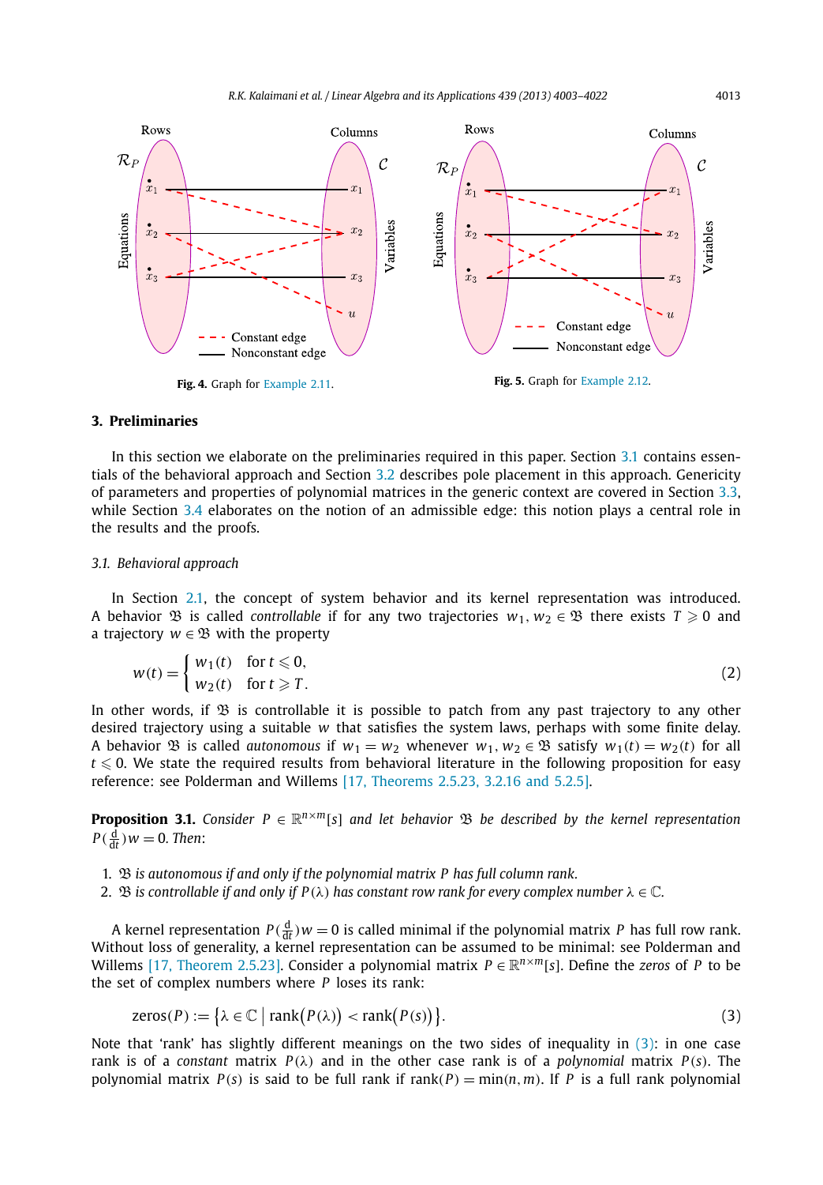Fig. 4. Graph for Example 2.11.

Fig. 5. Graph for Example 2.12.

## 3. Preliminaries

In this section we elaborate on the preliminaries required in this paper. Section 3.1 contains essentials of the behavioral approach and Section 3.2 describes pole placement in this approach. Genericity of parameters and properties of polynomial matrices in the generic context are covered in Section 3.3, while Section 3.4 elaborates on the notion of an admissible edge: this notion plays a central role in the results and the proofs.

### 3.1. Behavioral approach

In Section 2.1, the concept of system behavior and its kernel representation was introduced. A behavior $\mathfrak{B}$ is called *controllable* if for any two trajectories $w_1, w_2 \in \mathfrak{B}$ there exists $T \geqslant 0$ and a trajectory $w \in \mathfrak{B}$ with the property

$$w(t) = \begin{cases} w_1(t) & \text{for } t \leqslant 0, \\ w_2(t) & \text{for } t \geqslant T. \end{cases} \tag{2}$$

In other words, if $\mathfrak{B}$ is controllable it is possible to patch from any past trajectory to any other desired trajectory using a suitable $w$ that satisfies the system laws, perhaps with some finite delay. A behavior $\mathfrak{B}$ is called *autonomous* if $w_1 = w_2$ whenever $w_1, w_2 \in \mathfrak{B}$ satisfy $w_1(t) = w_2(t)$ for all $t \leqslant 0$. We state the required results from behavioral literature in the following proposition for easy reference: see Polderman and Willems [17, Theorems 2.5.23, 3.2.16 and 5.2.5].

**Proposition 3.1.** *Consider $P \in \mathbb{R}^{n\times m}[s]$ and let behavior $\mathfrak{B}$ be described by the kernel representation $P(\frac{d}{dt})w = 0$. Then:*

1. *$\mathfrak{B}$ is autonomous if and only if the polynomial matrix $P$ has full column rank.*
2. *$\mathfrak{B}$ is controllable if and only if $P(\lambda)$ has constant row rank for every complex number $\lambda \in \mathbb{C}$.*

A kernel representation $P(\frac{d}{dt})w = 0$ is called minimal if the polynomial matrix $P$ has full row rank. Without loss of generality, a kernel representation can be assumed to be minimal: see Polderman and Willems [17, Theorem 2.5.23]. Consider a polynomial matrix $P \in \mathbb{R}^{n\times m}[s]$. Define the *zeros* of $P$ to be the set of complex numbers where $P$ loses its rank:

$$\text{zeros}(P) := \{\lambda \in \mathbb{C} \mid \text{rank}(P(\lambda)) < \text{rank}(P(s))\}. \tag{3}$$

Note that 'rank' has slightly different meanings on the two sides of inequality in (3): in one case rank is of a *constant* matrix $P(\lambda)$ and in the other case rank is of a *polynomial* matrix $P(s)$. The polynomial matrix $P(s)$ is said to be full rank if $\text{rank}(P) = \min(n, m)$. If $P$ is a full rank polynomial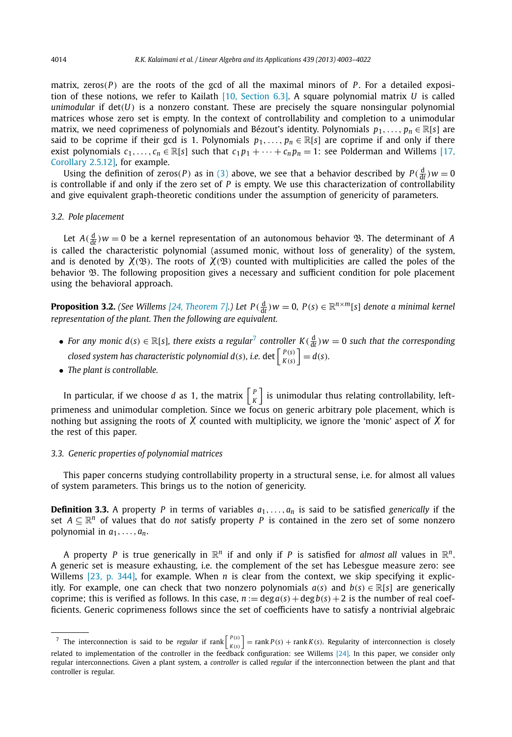matrix, zeros$(P)$ are the roots of the gcd of all the maximal minors of $P$. For a detailed exposition of these notions, we refer to Kailath [10, Section 6.3]. A square polynomial matrix $U$ is called *unimodular* if $\det(U)$ is a nonzero constant. These are precisely the square nonsingular polynomial matrices whose zero set is empty. In the context of controllability and completion to a unimodular matrix, we need coprimeness of polynomials and Bézout's identity. Polynomials $p_1, \ldots, p_n \in \mathbb{R}[s]$ are said to be coprime if their gcd is 1. Polynomials $p_1, \ldots, p_n \in \mathbb{R}[s]$ are coprime if and only if there exist polynomials $c_1, \ldots, c_n \in \mathbb{R}[s]$ such that $c_1 p_1 + \cdots + c_n p_n = 1$: see Polderman and Willems [17, Corollary 2.5.12], for example.

Using the definition of zeros$(P)$ as in (3) above, we see that a behavior described by $P(\frac{d}{dt})w = 0$ is controllable if and only if the zero set of $P$ is empty. We use this characterization of controllability and give equivalent graph-theoretic conditions under the assumption of genericity of parameters.

### 3.2. Pole placement

Let $A(\frac{d}{dt})w = 0$ be a kernel representation of an autonomous behavior $\mathfrak{B}$. The determinant of $A$ is called the characteristic polynomial (assumed monic, without loss of generality) of the system, and is denoted by $\chi(\mathfrak{B})$. The roots of $\chi(\mathfrak{B})$ counted with multiplicities are called the poles of the behavior $\mathfrak{B}$. The following proposition gives a necessary and sufficient condition for pole placement using the behavioral approach.

**Proposition 3.2.** *(See Willems [24, Theorem 7].) Let $P(\frac{d}{dt})w = 0$, $P(s) \in \mathbb{R}^{n \times m}[s]$ denote a minimal kernel representation of the plant. Then the following are equivalent.*

- *For any monic $d(s) \in \mathbb{R}[s]$, there exists a regular*[7] *controller $K(\frac{d}{dt})w = 0$ such that the corresponding closed system has characteristic polynomial $d(s)$, i.e. $\det \begin{bmatrix} P(s) \\ K(s) \end{bmatrix} = d(s)$.*
- *The plant is controllable.*

In particular, if we choose $d$ as 1, the matrix $\begin{bmatrix} P \\ K \end{bmatrix}$ is unimodular thus relating controllability, left-primeness and unimodular completion. Since we focus on generic arbitrary pole placement, which is nothing but assigning the roots of $\chi$ counted with multiplicity, we ignore the 'monic' aspect of $\chi$ for the rest of this paper.

### 3.3. Generic properties of polynomial matrices

This paper concerns studying controllability property in a structural sense, i.e. for almost all values of system parameters. This brings us to the notion of genericity.

**Definition 3.3.** A property $P$ in terms of variables $a_1, \ldots, a_n$ is said to be satisfied *generically* if the set $A \subseteq \mathbb{R}^n$ of values that do *not* satisfy property $P$ is contained in the zero set of some nonzero polynomial in $a_1, \ldots, a_n$.

A property $P$ is true generically in $\mathbb{R}^n$ if and only if $P$ is satisfied for *almost all* values in $\mathbb{R}^n$. A generic set is measure exhausting, i.e. the complement of the set has Lebesgue measure zero: see Willems [23, p. 344], for example. When $n$ is clear from the context, we skip specifying it explicitly. For example, one can check that two nonzero polynomials $a(s)$ and $b(s) \in \mathbb{R}[s]$ are generically coprime; this is verified as follows. In this case, $n := \deg a(s) + \deg b(s) + 2$ is the number of real coefficients. Generic coprimeness follows since the set of coefficients have to satisfy a nontrivial algebraic

---

[7] The interconnection is said to be *regular* if $\operatorname{rank} \begin{bmatrix} P(s) \\ K(s) \end{bmatrix} = \operatorname{rank} P(s) + \operatorname{rank} K(s)$. Regularity of interconnection is closely related to implementation of the controller in the feedback configuration: see Willems [24]. In this paper, we consider only regular interconnections. Given a plant system, a *controller* is called *regular* if the interconnection between the plant and that controller is regular.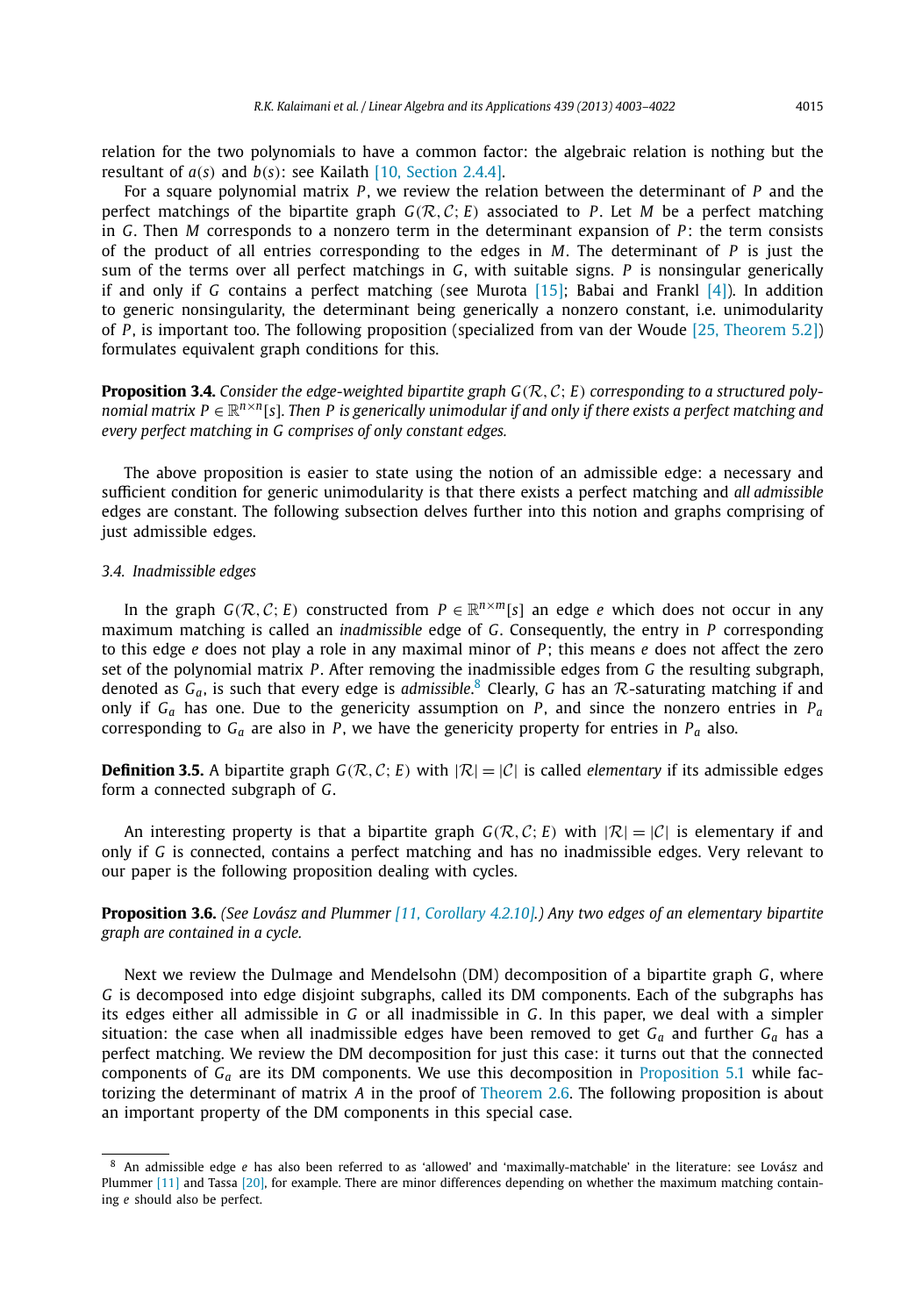relation for the two polynomials to have a common factor: the algebraic relation is nothing but the resultant of $a(s)$ and $b(s)$: see Kailath [10, Section 2.4.4].

For a square polynomial matrix $P$, we review the relation between the determinant of $P$ and the perfect matchings of the bipartite graph $G(\mathcal{R}, \mathcal{C}; E)$ associated to $P$. Let $M$ be a perfect matching in $G$. Then $M$ corresponds to a nonzero term in the determinant expansion of $P$: the term consists of the product of all entries corresponding to the edges in $M$. The determinant of $P$ is just the sum of the terms over all perfect matchings in $G$, with suitable signs. $P$ is nonsingular generically if and only if $G$ contains a perfect matching (see Murota [15]; Babai and Frankl [4]). In addition to generic nonsingularity, the determinant being generically a nonzero constant, i.e. unimodularity of $P$, is important too. The following proposition (specialized from van der Woude [25, Theorem 5.2]) formulates equivalent graph conditions for this.

**Proposition 3.4.** *Consider the edge-weighted bipartite graph $G(\mathcal{R}, \mathcal{C}; E)$ corresponding to a structured polynomial matrix $P \in \mathbb{R}^{n\times n}[s]$. Then $P$ is generically unimodular if and only if there exists a perfect matching and every perfect matching in $G$ comprises of only constant edges.*

The above proposition is easier to state using the notion of an admissible edge: a necessary and sufficient condition for generic unimodularity is that there exists a perfect matching and *all admissible* edges are constant. The following subsection delves further into this notion and graphs comprising of just admissible edges.

### 3.4. Inadmissible edges

In the graph $G(\mathcal{R}, \mathcal{C}; E)$ constructed from $P \in \mathbb{R}^{n\times m}[s]$ an edge $e$ which does not occur in any maximum matching is called an *inadmissible* edge of $G$. Consequently, the entry in $P$ corresponding to this edge $e$ does not play a role in any maximal minor of $P$; this means $e$ does not affect the zero set of the polynomial matrix $P$. After removing the inadmissible edges from $G$ the resulting subgraph, denoted as $G_a$, is such that every edge is *admissible*.[8] Clearly, $G$ has an $\mathcal{R}$-saturating matching if and only if $G_a$ has one. Due to the genericity assumption on $P$, and since the nonzero entries in $P_a$ corresponding to $G_a$ are also in $P$, we have the genericity property for entries in $P_a$ also.

**Definition 3.5.** A bipartite graph $G(\mathcal{R}, \mathcal{C}; E)$ with $|\mathcal{R}| = |\mathcal{C}|$ is called *elementary* if its admissible edges form a connected subgraph of $G$.

An interesting property is that a bipartite graph $G(\mathcal{R}, \mathcal{C}; E)$ with $|\mathcal{R}| = |\mathcal{C}|$ is elementary if and only if $G$ is connected, contains a perfect matching and has no inadmissible edges. Very relevant to our paper is the following proposition dealing with cycles.

**Proposition 3.6.** *(See Lovász and Plummer [11, Corollary 4.2.10].) Any two edges of an elementary bipartite graph are contained in a cycle.*

Next we review the Dulmage and Mendelsohn (DM) decomposition of a bipartite graph $G$, where $G$ is decomposed into edge disjoint subgraphs, called its DM components. Each of the subgraphs has its edges either all admissible in $G$ or all inadmissible in $G$. In this paper, we deal with a simpler situation: the case when all inadmissible edges have been removed to get $G_a$ and further $G_a$ has a perfect matching. We review the DM decomposition for just this case: it turns out that the connected components of $G_a$ are its DM components. We use this decomposition in Proposition 5.1 while factorizing the determinant of matrix $A$ in the proof of Theorem 2.6. The following proposition is about an important property of the DM components in this special case.

---

[8] An admissible edge $e$ has also been referred to as 'allowed' and 'maximally-matchable' in the literature: see Lovász and Plummer [11] and Tassa [20], for example. There are minor differences depending on whether the maximum matching containing $e$ should also be perfect.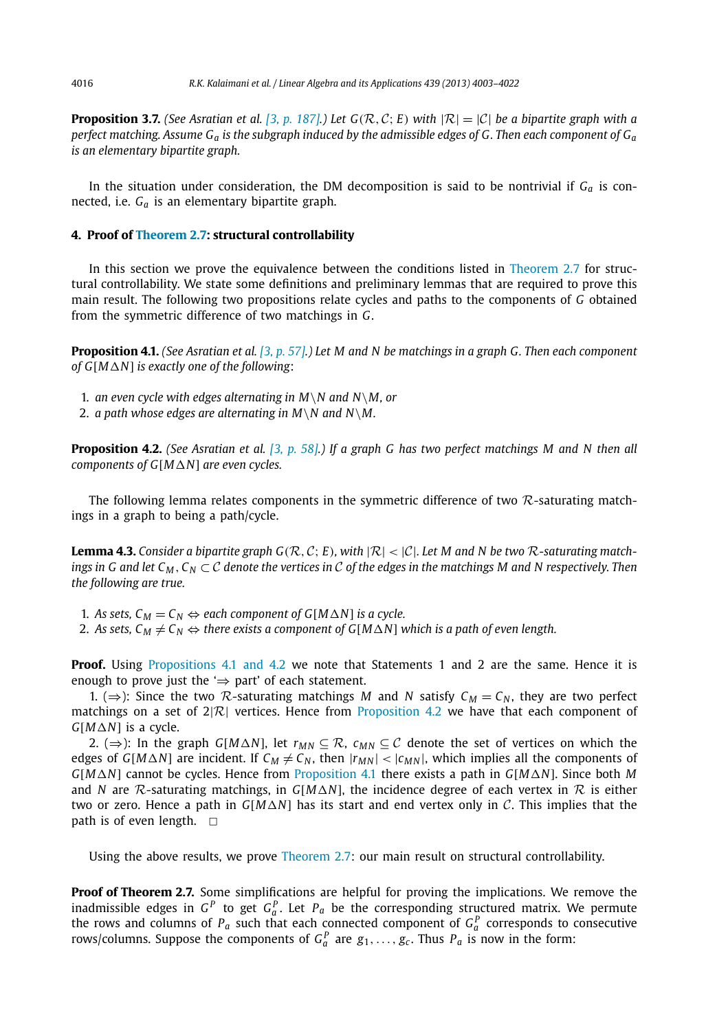**Proposition 3.7.** *(See Asratian et al. [3, p. 187].) Let $G(\mathcal{R}, \mathcal{C}; E)$ with $|\mathcal{R}| = |\mathcal{C}|$ be a bipartite graph with a perfect matching. Assume $G_a$ is the subgraph induced by the admissible edges of $G$. Then each component of $G_a$ is an elementary bipartite graph.*

In the situation under consideration, the DM decomposition is said to be nontrivial if $G_a$ is connected, i.e. $G_a$ is an elementary bipartite graph.

## 4. Proof of Theorem 2.7: structural controllability

In this section we prove the equivalence between the conditions listed in Theorem 2.7 for structural controllability. We state some definitions and preliminary lemmas that are required to prove this main result. The following two propositions relate cycles and paths to the components of $G$ obtained from the symmetric difference of two matchings in $G$.

**Proposition 4.1.** *(See Asratian et al. [3, p. 57].) Let $M$ and $N$ be matchings in a graph $G$. Then each component of $G[M\Delta N]$ is exactly one of the following*:

1. *an even cycle with edges alternating in $M \backslash N$ and $N \backslash M$, or*
2. *a path whose edges are alternating in $M \backslash N$ and $N \backslash M$.*

**Proposition 4.2.** *(See Asratian et al. [3, p. 58].) If a graph $G$ has two perfect matchings $M$ and $N$ then all components of $G[M\Delta N]$ are even cycles.*

The following lemma relates components in the symmetric difference of two $\mathcal{R}$-saturating matchings in a graph to being a path/cycle.

**Lemma 4.3.** *Consider a bipartite graph $G(\mathcal{R}, \mathcal{C}; E)$, with $|\mathcal{R}| < |\mathcal{C}|$. Let $M$ and $N$ be two $\mathcal{R}$-saturating matchings in $G$ and let $C_M, C_N \subset \mathcal{C}$ denote the vertices in $\mathcal{C}$ of the edges in the matchings $M$ and $N$ respectively. Then the following are true.*

1. *As sets, $C_M = C_N \Leftrightarrow$ each component of $G[M\Delta N]$ is a cycle.*
2. *As sets, $C_M \neq C_N \Leftrightarrow$ there exists a component of $G[M\Delta N]$ which is a path of even length.*

**Proof.** Using Propositions 4.1 and 4.2 we note that Statements 1 and 2 are the same. Hence it is enough to prove just the '$\Rightarrow$ part' of each statement.

1. ($\Rightarrow$): Since the two $\mathcal{R}$-saturating matchings $M$ and $N$ satisfy $C_M = C_N$, they are two perfect matchings on a set of $2|\mathcal{R}|$ vertices. Hence from Proposition 4.2 we have that each component of $G[M\Delta N]$ is a cycle.

2. ($\Rightarrow$): In the graph $G[M\Delta N]$, let $r_{MN} \subseteq \mathcal{R}$, $c_{MN} \subseteq \mathcal{C}$ denote the set of vertices on which the edges of $G[M\Delta N]$ are incident. If $C_M \neq C_N$, then $|r_{MN}| < |c_{MN}|$, which implies all the components of $G[M\Delta N]$ cannot be cycles. Hence from Proposition 4.1 there exists a path in $G[M\Delta N]$. Since both $M$ and $N$ are $\mathcal{R}$-saturating matchings, in $G[M\Delta N]$, the incidence degree of each vertex in $\mathcal{R}$ is either two or zero. Hence a path in $G[M\Delta N]$ has its start and end vertex only in $\mathcal{C}$. This implies that the path is of even length. $\square$

Using the above results, we prove Theorem 2.7: our main result on structural controllability.

**Proof of Theorem 2.7.** Some simplifications are helpful for proving the implications. We remove the inadmissible edges in $G^P$ to get $G_a^P$. Let $P_a$ be the corresponding structured matrix. We permute the rows and columns of $P_a$ such that each connected component of $G_a^P$ corresponds to consecutive rows/columns. Suppose the components of $G_a^P$ are $g_1, \ldots, g_c$. Thus $P_a$ is now in the form: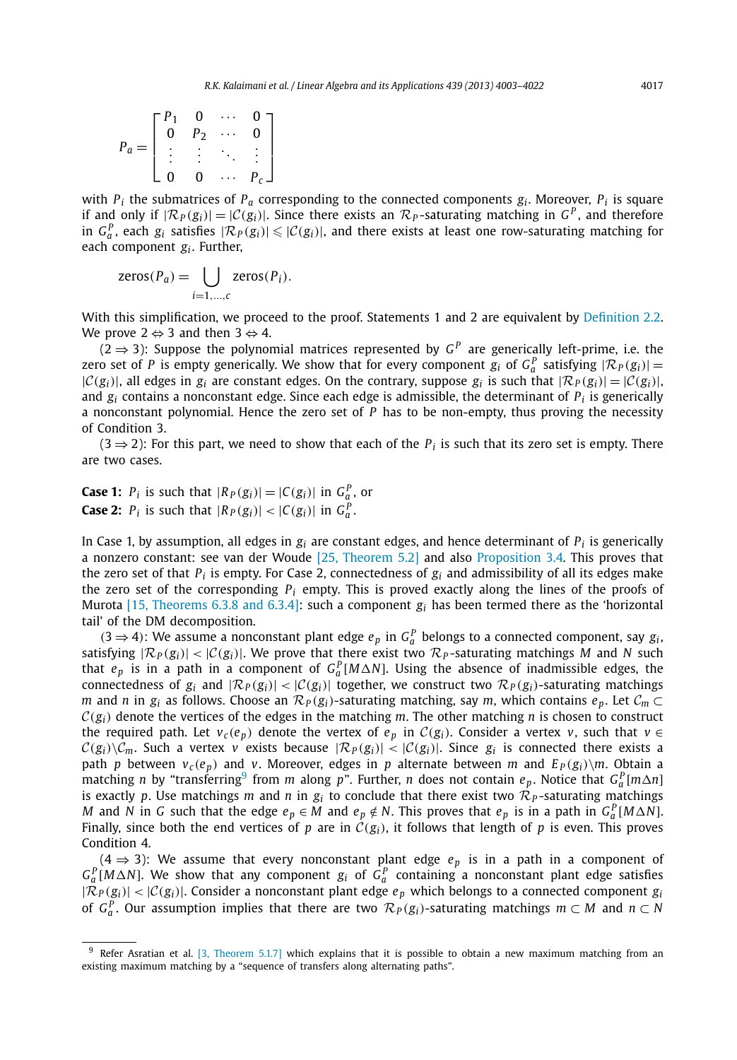$$P_a = \begin{bmatrix} P_1 & 0 & \cdots & 0 \\ 0 & P_2 & \cdots & 0 \\ \vdots & \vdots & \ddots & \vdots \\ 0 & 0 & \cdots & P_c \end{bmatrix}$$

with $P_i$ the submatrices of $P_a$ corresponding to the connected components $g_i$. Moreover, $P_i$ is square if and only if $|\mathcal{R}_P(g_i)| = |\mathcal{C}(g_i)|$. Since there exists an $\mathcal{R}_P$-saturating matching in $G^P$, and therefore in $G_a^P$, each $g_i$ satisfies $|\mathcal{R}_P(g_i)| \leqslant |\mathcal{C}(g_i)|$, and there exists at least one row-saturating matching for each component $g_i$. Further,

$$\text{zeros}(P_a) = \bigcup_{i=1,\ldots,c} \text{zeros}(P_i).$$

With this simplification, we proceed to the proof. Statements 1 and 2 are equivalent by Definition 2.2. We prove $2 \Leftrightarrow 3$ and then $3 \Leftrightarrow 4$.

($2 \Rightarrow 3$): Suppose the polynomial matrices represented by $G^P$ are generically left-prime, i.e. the zero set of $P$ is empty generically. We show that for every component $g_i$ of $G_a^P$ satisfying $|\mathcal{R}_P(g_i)| = |\mathcal{C}(g_i)|$, all edges in $g_i$ are constant edges. On the contrary, suppose $g_i$ is such that $|\mathcal{R}_P(g_i)| = |\mathcal{C}(g_i)|$, and $g_i$ contains a nonconstant edge. Since each edge is admissible, the determinant of $P_i$ is generically a nonconstant polynomial. Hence the zero set of $P$ has to be non-empty, thus proving the necessity of Condition 3.

($3 \Rightarrow 2$): For this part, we need to show that each of the $P_i$ is such that its zero set is empty. There are two cases.

**Case 1:** $P_i$ is such that $|R_P(g_i)| = |C(g_i)|$ in $G_a^P$, or
**Case 2:** $P_i$ is such that $|R_P(g_i)| < |C(g_i)|$ in $G_a^P$.

In Case 1, by assumption, all edges in $g_i$ are constant edges, and hence determinant of $P_i$ is generically a nonzero constant: see van der Woude [25, Theorem 5.2] and also Proposition 3.4. This proves that the zero set of that $P_i$ is empty. For Case 2, connectedness of $g_i$ and admissibility of all its edges make the zero set of the corresponding $P_i$ empty. This is proved exactly along the lines of the proofs of Murota [15, Theorems 6.3.8 and 6.3.4]: such a component $g_i$ has been termed there as the 'horizontal tail' of the DM decomposition.

($3 \Rightarrow 4$): We assume a nonconstant plant edge $e_p$ in $G_a^P$ belongs to a connected component, say $g_i$, satisfying $|\mathcal{R}_P(g_i)| < |\mathcal{C}(g_i)|$. We prove that there exist two $\mathcal{R}_P$-saturating matchings $M$ and $N$ such that $e_p$ is in a path in a component of $G_a^P[M \Delta N]$. Using the absence of inadmissible edges, the connectedness of $g_i$ and $|\mathcal{R}_P(g_i)| < |\mathcal{C}(g_i)|$ together, we construct two $\mathcal{R}_P(g_i)$-saturating matchings $m$ and $n$ in $g_i$ as follows. Choose an $\mathcal{R}_P(g_i)$-saturating matching, say $m$, which contains $e_p$. Let $\mathcal{C}_m \subset \mathcal{C}(g_i)$ denote the vertices of the edges in the matching $m$. The other matching $n$ is chosen to construct the required path. Let $v_c(e_p)$ denote the vertex of $e_p$ in $\mathcal{C}(g_i)$. Consider a vertex $v$, such that $v \in \mathcal{C}(g_i) \backslash \mathcal{C}_m$. Such a vertex $v$ exists because $|\mathcal{R}_P(g_i)| < |\mathcal{C}(g_i)|$. Since $g_i$ is connected there exists a path $p$ between $v_c(e_p)$ and $v$. Moreover, edges in $p$ alternate between $m$ and $E_P(g_i) \backslash m$. Obtain a matching $n$ by "transferring[9] from $m$ along $p$". Further, $n$ does not contain $e_p$. Notice that $G_a^P[m \Delta n]$ is exactly $p$. Use matchings $m$ and $n$ in $g_i$ to conclude that there exist two $\mathcal{R}_P$-saturating matchings $M$ and $N$ in $G$ such that the edge $e_p \in M$ and $e_p \notin N$. This proves that $e_p$ is in a path in $G_a^P[M \Delta N]$. Finally, since both the end vertices of $p$ are in $\mathcal{C}(g_i)$, it follows that length of $p$ is even. This proves Condition 4.

($4 \Rightarrow 3$): We assume that every nonconstant plant edge $e_p$ is in a path in a component of $G_a^P[M \Delta N]$. We show that any component $g_i$ of $G_a^P$ containing a nonconstant plant edge satisfies $|\mathcal{R}_P(g_i)| < |\mathcal{C}(g_i)|$. Consider a nonconstant plant edge $e_p$ which belongs to a connected component $g_i$ of $G_a^P$. Our assumption implies that there are two $\mathcal{R}_P(g_i)$-saturating matchings $m \subset M$ and $n \subset N$

---

[9] Refer Asratian et al. [3, Theorem 5.1.7] which explains that it is possible to obtain a new maximum matching from an existing maximum matching by a "sequence of transfers along alternating paths".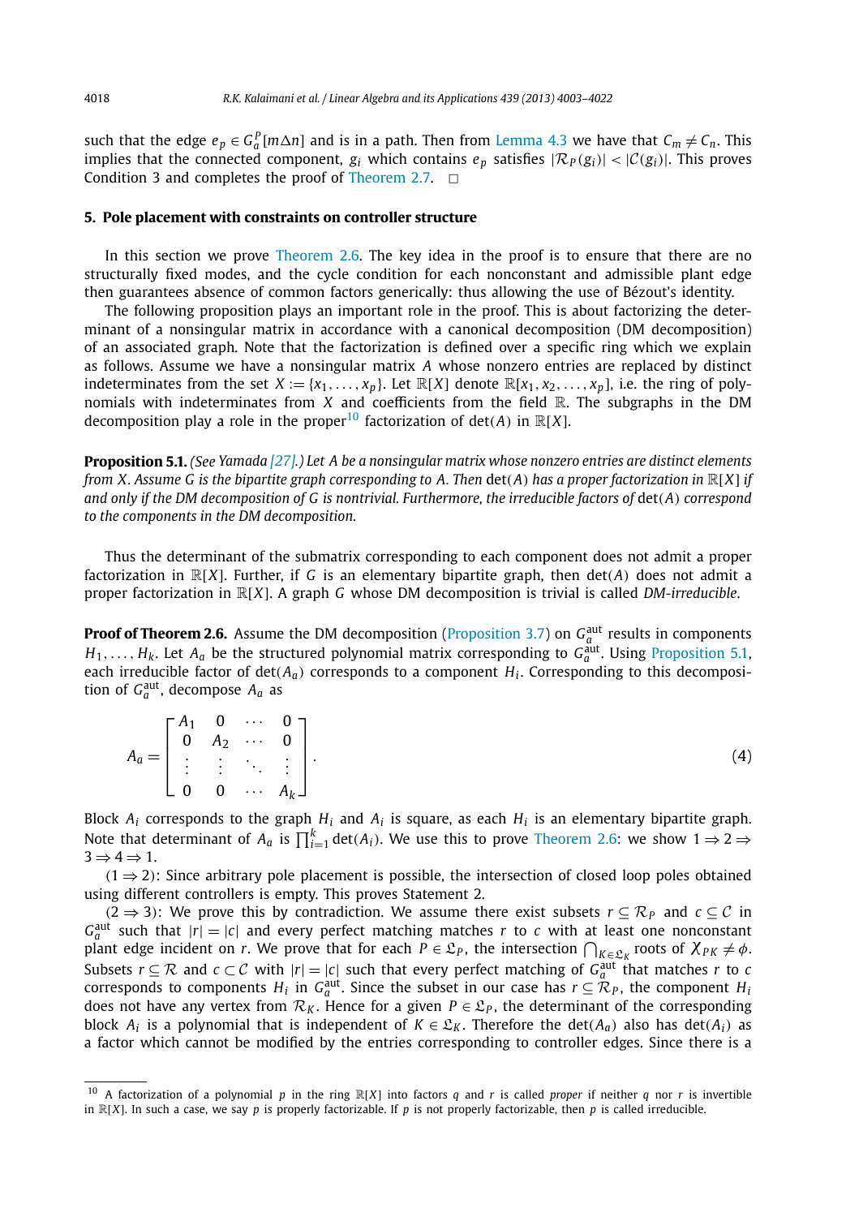such that the edge $e_p \in G_a^P[m\Delta n]$ and is in a path. Then from Lemma 4.3 we have that $C_m \neq C_n$. This implies that the connected component, $g_i$ which contains $e_p$ satisfies $|\mathcal{R}_P(g_i)| < |\mathcal{C}(g_i)|$. This proves Condition 3 and completes the proof of Theorem 2.7. $\square$

## 5. Pole placement with constraints on controller structure

In this section we prove Theorem 2.6. The key idea in the proof is to ensure that there are no structurally fixed modes, and the cycle condition for each nonconstant and admissible plant edge then guarantees absence of common factors generically: thus allowing the use of Bézout's identity.

The following proposition plays an important role in the proof. This is about factorizing the determinant of a nonsingular matrix in accordance with a canonical decomposition (DM decomposition) of an associated graph. Note that the factorization is defined over a specific ring which we explain as follows. Assume we have a nonsingular matrix $A$ whose nonzero entries are replaced by distinct indeterminates from the set $X := \{x_1, \dots, x_p\}$. Let $\mathbb{R}[X]$ denote $\mathbb{R}[x_1, x_2, \dots, x_p]$, i.e. the ring of polynomials with indeterminates from $X$ and coefficients from the field $\mathbb{R}$. The subgraphs in the DM decomposition play a role in the proper[10] factorization of $\det(A)$ in $\mathbb{R}[X]$.

**Proposition 5.1.** *(See Yamada [27].) Let $A$ be a nonsingular matrix whose nonzero entries are distinct elements from $X$. Assume $G$ is the bipartite graph corresponding to $A$. Then $\det(A)$ has a proper factorization in $\mathbb{R}[X]$ if and only if the DM decomposition of $G$ is nontrivial. Furthermore, the irreducible factors of $\det(A)$ correspond to the components in the DM decomposition.*

Thus the determinant of the submatrix corresponding to each component does not admit a proper factorization in $\mathbb{R}[X]$. Further, if $G$ is an elementary bipartite graph, then $\det(A)$ does not admit a proper factorization in $\mathbb{R}[X]$. A graph $G$ whose DM decomposition is trivial is called *DM-irreducible*.

**Proof of Theorem 2.6.** Assume the DM decomposition (Proposition 3.7) on $G_a^{\text{aut}}$ results in components $H_1, \dots, H_k$. Let $A_a$ be the structured polynomial matrix corresponding to $G_a^{\text{aut}}$. Using Proposition 5.1, each irreducible factor of $\det(A_a)$ corresponds to a component $H_i$. Corresponding to this decomposition of $G_a^{\text{aut}}$, decompose $A_a$ as

$$A_a = \begin{bmatrix} A_1 & 0 & \cdots & 0 \\ 0 & A_2 & \cdots & 0 \\ \vdots & \vdots & \ddots & \vdots \\ 0 & 0 & \cdots & A_k \end{bmatrix}. \tag{4}$$

Block $A_i$ corresponds to the graph $H_i$ and $A_i$ is square, as each $H_i$ is an elementary bipartite graph. Note that determinant of $A_a$ is $\prod_{i=1}^{k} \det(A_i)$. We use this to prove Theorem 2.6: we show $1 \Rightarrow 2 \Rightarrow 3 \Rightarrow 4 \Rightarrow 1$.

($1 \Rightarrow 2$): Since arbitrary pole placement is possible, the intersection of closed loop poles obtained using different controllers is empty. This proves Statement 2.

($2 \Rightarrow 3$): We prove this by contradiction. We assume there exist subsets $r \subseteq \mathcal{R}_P$ and $c \subseteq \mathcal{C}$ in $G_a^{\text{aut}}$ such that $|r| = |c|$ and every perfect matching matches $r$ to $c$ with at least one nonconstant plant edge incident on $r$. We prove that for each $P \in \mathfrak{L}_P$, the intersection $\bigcap_{K \in \mathfrak{L}_K}$ roots of $\chi_{PK} \neq \phi$. Subsets $r \subseteq \mathcal{R}$ and $c \subset \mathcal{C}$ with $|r| = |c|$ such that every perfect matching of $G_a^{\text{aut}}$ that matches $r$ to $c$ corresponds to components $H_i$ in $G_a^{\text{aut}}$. Since the subset in our case has $r \subseteq \mathcal{R}_P$, the component $H_i$ does not have any vertex from $\mathcal{R}_K$. Hence for a given $P \in \mathfrak{L}_P$, the determinant of the corresponding block $A_i$ is a polynomial that is independent of $K \in \mathfrak{L}_K$. Therefore the $\det(A_a)$ also has $\det(A_i)$ as a factor which cannot be modified by the entries corresponding to controller edges. Since there is a

[10] A factorization of a polynomial $p$ in the ring $\mathbb{R}[X]$ into factors $q$ and $r$ is called *proper* if neither $q$ nor $r$ is invertible in $\mathbb{R}[X]$. In such a case, we say $p$ is properly factorizable. If $p$ is not properly factorizable, then $p$ is called irreducible.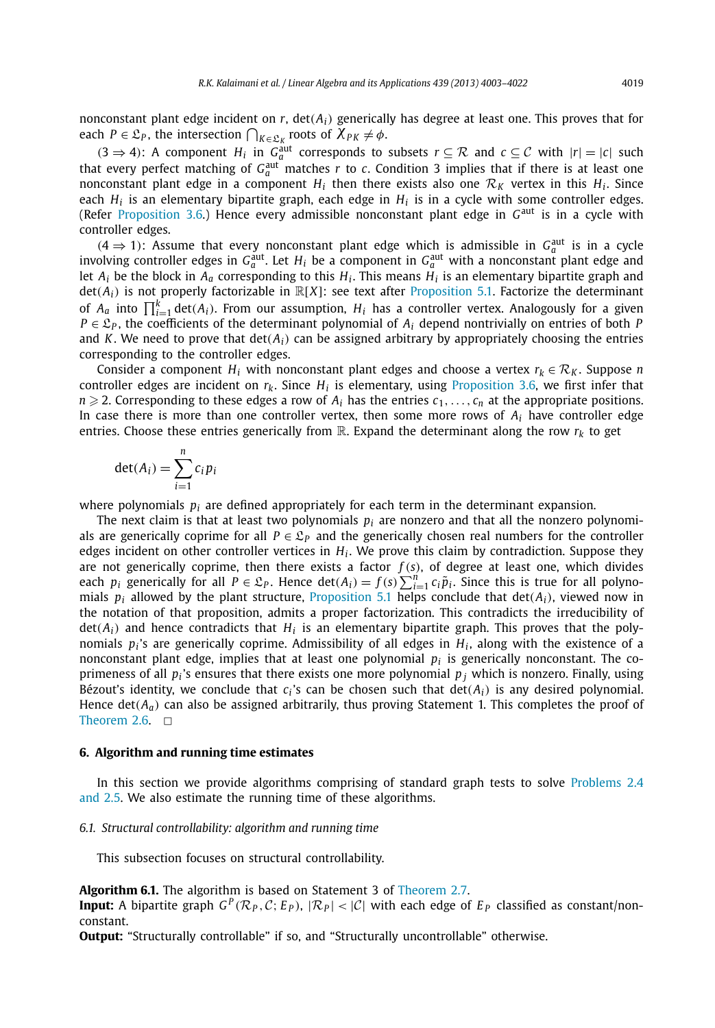nonconstant plant edge incident on $r$, $\det(A_i)$ generically has degree at least one. This proves that for each $P \in \mathfrak{L}_P$, the intersection $\bigcap_{K \in \mathfrak{L}_K}$ roots of $\chi_{PK} \neq \phi$.

($3 \Rightarrow 4$): A component $H_i$ in $G_a^{\text{aut}}$ corresponds to subsets $r \subseteq \mathcal{R}$ and $c \subseteq \mathcal{C}$ with $|r| = |c|$ such that every perfect matching of $G_a^{\text{aut}}$ matches $r$ to $c$. Condition 3 implies that if there is at least one nonconstant plant edge in a component $H_i$ then there exists also one $\mathcal{R}_K$ vertex in this $H_i$. Since each $H_i$ is an elementary bipartite graph, each edge in $H_i$ is in a cycle with some controller edges. (Refer Proposition 3.6.) Hence every admissible nonconstant plant edge in $G^{\text{aut}}$ is in a cycle with controller edges.

($4 \Rightarrow 1$): Assume that every nonconstant plant edge which is admissible in $G_a^{\text{aut}}$ is in a cycle involving controller edges in $G_a^{\text{aut}}$. Let $H_i$ be a component in $G_a^{\text{aut}}$ with a nonconstant plant edge and let $A_i$ be the block in $A_a$ corresponding to this $H_i$. This means $H_i$ is an elementary bipartite graph and $\det(A_i)$ is not properly factorizable in $\mathbb{R}[X]$: see text after Proposition 5.1. Factorize the determinant of $A_a$ into $\prod_{i=1}^{k} \det(A_i)$. From our assumption, $H_i$ has a controller vertex. Analogously for a given $P \in \mathfrak{L}_P$, the coefficients of the determinant polynomial of $A_i$ depend nontrivially on entries of both $P$ and $K$. We need to prove that $\det(A_i)$ can be assigned arbitrary by appropriately choosing the entries corresponding to the controller edges.

Consider a component $H_i$ with nonconstant plant edges and choose a vertex $r_k \in \mathcal{R}_K$. Suppose $n$ controller edges are incident on $r_k$. Since $H_i$ is elementary, using Proposition 3.6, we first infer that $n \geqslant 2$. Corresponding to these edges a row of $A_i$ has the entries $c_1, \ldots, c_n$ at the appropriate positions. In case there is more than one controller vertex, then some more rows of $A_i$ have controller edge entries. Choose these entries generically from $\mathbb{R}$. Expand the determinant along the row $r_k$ to get

$$\det(A_i) = \sum_{i=1}^{n} c_i p_i$$

where polynomials $p_i$ are defined appropriately for each term in the determinant expansion.

The next claim is that at least two polynomials $p_i$ are nonzero and that all the nonzero polynomials are generically coprime for all $P \in \mathfrak{L}_P$ and the generically chosen real numbers for the controller edges incident on other controller vertices in $H_i$. We prove this claim by contradiction. Suppose they are not generically coprime, then there exists a factor $f(s)$, of degree at least one, which divides each $p_i$ generically for all $P \in \mathfrak{L}_P$. Hence $\det(A_i) = f(s) \sum_{i=1}^{n} c_i \tilde{p}_i$. Since this is true for all polynomials $p_i$ allowed by the plant structure, Proposition 5.1 helps conclude that $\det(A_i)$, viewed now in the notation of that proposition, admits a proper factorization. This contradicts the irreducibility of $\det(A_i)$ and hence contradicts that $H_i$ is an elementary bipartite graph. This proves that the polynomials $p_i$'s are generically coprime. Admissibility of all edges in $H_i$, along with the existence of a nonconstant plant edge, implies that at least one polynomial $p_i$ is generically nonconstant. The coprimeness of all $p_i$'s ensures that there exists one more polynomial $p_j$ which is nonzero. Finally, using Bézout's identity, we conclude that $c_i$'s can be chosen such that $\det(A_i)$ is any desired polynomial. Hence $\det(A_a)$ can also be assigned arbitrarily, thus proving Statement 1. This completes the proof of Theorem 2.6. $\square$

## 6. Algorithm and running time estimates

In this section we provide algorithms comprising of standard graph tests to solve Problems 2.4 and 2.5. We also estimate the running time of these algorithms.

### *6.1. Structural controllability: algorithm and running time*

This subsection focuses on structural controllability.

**Algorithm 6.1.** The algorithm is based on Statement 3 of Theorem 2.7.
**Input:** A bipartite graph $G^P(\mathcal{R}_P, \mathcal{C}; E_P)$, $|\mathcal{R}_P| < |\mathcal{C}|$ with each edge of $E_P$ classified as constant/nonconstant.
**Output:** "Structurally controllable" if so, and "Structurally uncontrollable" otherwise.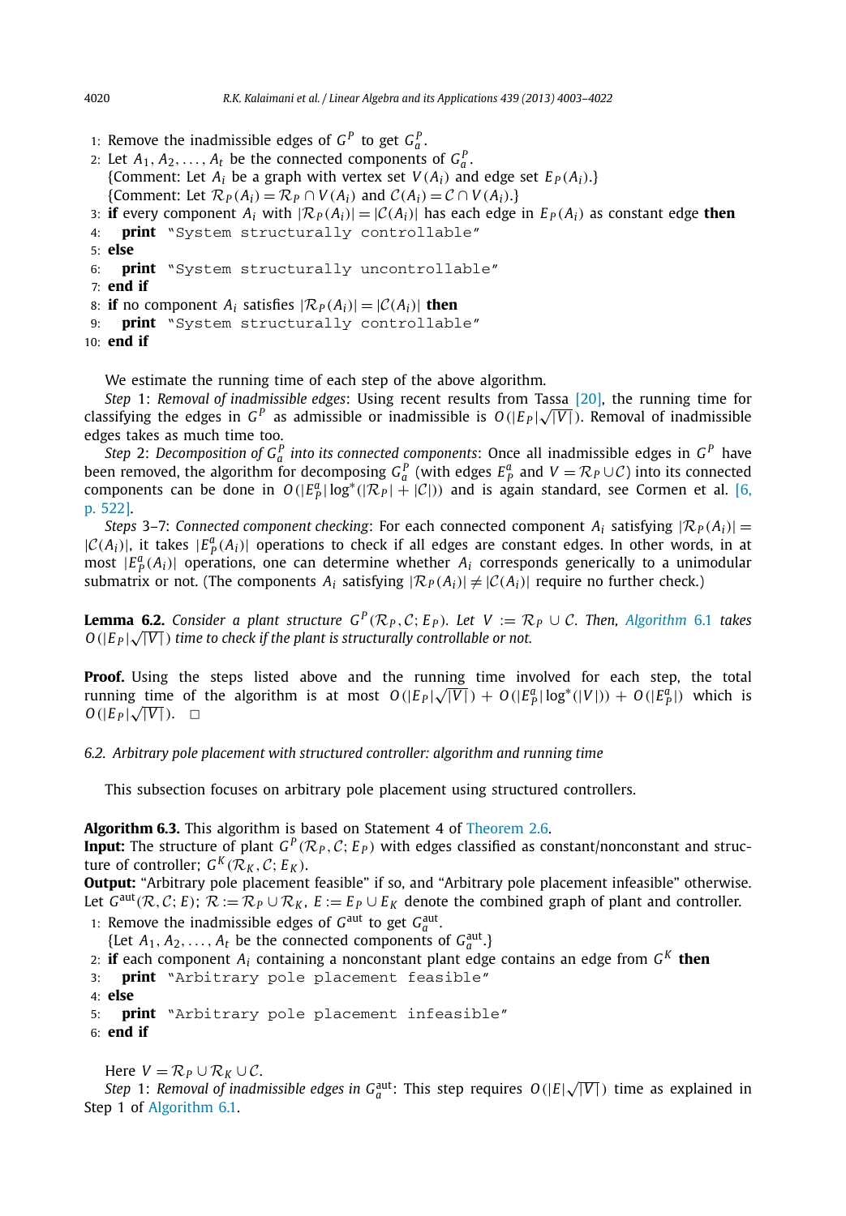1: Remove the inadmissible edges of $G^P$ to get $G_a^P$.
2: Let $A_1, A_2, \ldots, A_t$ be the connected components of $G_a^P$.
   {Comment: Let $A_i$ be a graph with vertex set $V(A_i)$ and edge set $E_P(A_i)$.}
   {Comment: Let $\mathcal{R}_P(A_i) = \mathcal{R}_P \cap V(A_i)$ and $\mathcal{C}(A_i) = \mathcal{C} \cap V(A_i)$.}
3: **if** every component $A_i$ with $|\mathcal{R}_P(A_i)| = |\mathcal{C}(A_i)|$ has each edge in $E_P(A_i)$ as constant edge **then**
4: &nbsp;&nbsp;&nbsp;**print** "System structurally controllable"
5: **else**
6: &nbsp;&nbsp;&nbsp;**print** "System structurally uncontrollable"
7: **end if**
8: **if** no component $A_i$ satisfies $|\mathcal{R}_P(A_i)| = |\mathcal{C}(A_i)|$ **then**
9: &nbsp;&nbsp;&nbsp;**print** "System structurally controllable"
10: **end if**

We estimate the running time of each step of the above algorithm.

*Step* 1: *Removal of inadmissible edges*: Using recent results from Tassa [20], the running time for classifying the edges in $G^P$ as admissible or inadmissible is $O(|E_P|\sqrt{|V|})$. Removal of inadmissible edges takes as much time too.

*Step* 2: *Decomposition of $G_a^P$ into its connected components*: Once all inadmissible edges in $G^P$ have been removed, the algorithm for decomposing $G_a^P$ (with edges $E_P^a$ and $V = \mathcal{R}_P \cup \mathcal{C}$) into its connected components can be done in $O(|E_P^a| \log^*(|\mathcal{R}_P| + |\mathcal{C}|))$ and is again standard, see Cormen et al. [6, p. 522].

*Steps* 3–7: *Connected component checking*: For each connected component $A_i$ satisfying $|\mathcal{R}_P(A_i)| = |\mathcal{C}(A_i)|$, it takes $|E_P^a(A_i)|$ operations to check if all edges are constant edges. In other words, in at most $|E_P^a(A_i)|$ operations, one can determine whether $A_i$ corresponds generically to a unimodular submatrix or not. (The components $A_i$ satisfying $|\mathcal{R}_P(A_i)| \neq |\mathcal{C}(A_i)|$ require no further check.)

**Lemma 6.2.** *Consider a plant structure $G^P(\mathcal{R}_P, \mathcal{C}; E_P)$. Let $V := \mathcal{R}_P \cup \mathcal{C}$. Then, Algorithm 6.1 takes $O(|E_P|\sqrt{|V|})$ time to check if the plant is structurally controllable or not.*

**Proof.** Using the steps listed above and the running time involved for each step, the total running time of the algorithm is at most $O(|E_P|\sqrt{|V|}) + O(|E_P^a| \log^*(|V|)) + O(|E_P^a|)$ which is $O(|E_P|\sqrt{|V|})$. □

*6.2. Arbitrary pole placement with structured controller: algorithm and running time*

This subsection focuses on arbitrary pole placement using structured controllers.

**Algorithm 6.3.** This algorithm is based on Statement 4 of Theorem 2.6.
**Input:** The structure of plant $G^P(\mathcal{R}_P, \mathcal{C}; E_P)$ with edges classified as constant/nonconstant and structure of controller; $G^K(\mathcal{R}_K, \mathcal{C}; E_K)$.
**Output:** "Arbitrary pole placement feasible" if so, and "Arbitrary pole placement infeasible" otherwise.
Let $G^{\text{aut}}(\mathcal{R}, \mathcal{C}; E)$; $\mathcal{R} := \mathcal{R}_P \cup \mathcal{R}_K$, $E := E_P \cup E_K$ denote the combined graph of plant and controller.

1: Remove the inadmissible edges of $G^{\text{aut}}$ to get $G_a^{\text{aut}}$.
   {Let $A_1, A_2, \ldots, A_t$ be the connected components of $G_a^{\text{aut}}$.}
2: **if** each component $A_i$ containing a nonconstant plant edge contains an edge from $G^K$ **then**
3: &nbsp;&nbsp;&nbsp;**print** "Arbitrary pole placement feasible"
4: **else**
5: &nbsp;&nbsp;&nbsp;**print** "Arbitrary pole placement infeasible"
6: **end if**

Here $V = \mathcal{R}_P \cup \mathcal{R}_K \cup \mathcal{C}$.

*Step* 1: *Removal of inadmissible edges in $G_a^{\text{aut}}$*: This step requires $O(|E|\sqrt{|V|})$ time as explained in Step 1 of Algorithm 6.1.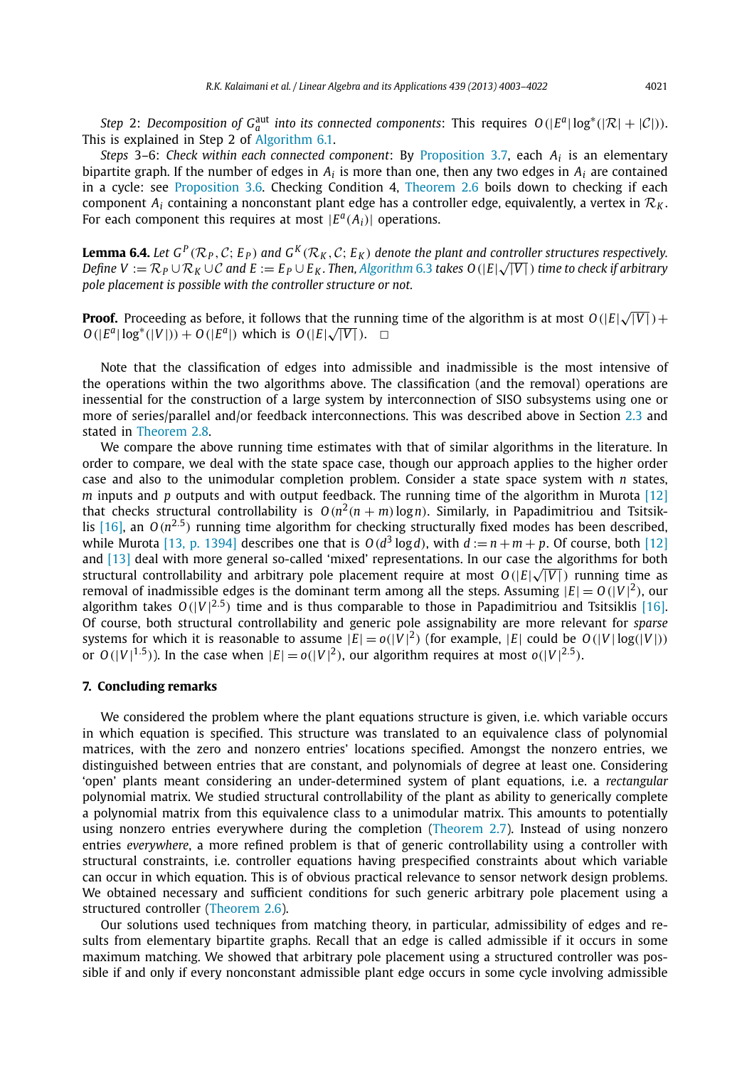*Step* 2: *Decomposition of $G_a^{\text{aut}}$ into its connected components*: This requires $O(|E^a|\log^*(|\mathcal{R}|+|\mathcal{C}|))$. This is explained in Step 2 of Algorithm 6.1.

*Steps* 3–6: *Check within each connected component*: By Proposition 3.7, each $A_i$ is an elementary bipartite graph. If the number of edges in $A_i$ is more than one, then any two edges in $A_i$ are contained in a cycle: see Proposition 3.6. Checking Condition 4, Theorem 2.6 boils down to checking if each component $A_i$ containing a nonconstant plant edge has a controller edge, equivalently, a vertex in $\mathcal{R}_K$. For each component this requires at most $|E^a(A_i)|$ operations.

**Lemma 6.4.** *Let $G^P(\mathcal{R}_P, \mathcal{C}; E_P)$ and $G^K(\mathcal{R}_K, \mathcal{C}; E_K)$ denote the plant and controller structures respectively. Define $V := \mathcal{R}_P \cup \mathcal{R}_K \cup \mathcal{C}$ and $E := E_P \cup E_K$. Then, Algorithm 6.3 takes $O(|E|\sqrt{|V|})$ time to check if arbitrary pole placement is possible with the controller structure or not.*

**Proof.** Proceeding as before, it follows that the running time of the algorithm is at most $O(|E|\sqrt{|V|}) + O(|E^a|\log^*(|V|)) + O(|E^a|)$ which is $O(|E|\sqrt{|V|})$. $\square$

Note that the classification of edges into admissible and inadmissible is the most intensive of the operations within the two algorithms above. The classification (and the removal) operations are inessential for the construction of a large system by interconnection of SISO subsystems using one or more of series/parallel and/or feedback interconnections. This was described above in Section 2.3 and stated in Theorem 2.8.

We compare the above running time estimates with that of similar algorithms in the literature. In order to compare, we deal with the state space case, though our approach applies to the higher order case and also to the unimodular completion problem. Consider a state space system with $n$ states, $m$ inputs and $p$ outputs and with output feedback. The running time of the algorithm in Murota [12] that checks structural controllability is $O(n^2(n+m)\log n)$. Similarly, in Papadimitriou and Tsitsiklis [16], an $O(n^{2.5})$ running time algorithm for checking structurally fixed modes has been described, while Murota [13, p. 1394] describes one that is $O(d^3 \log d)$, with $d := n+m+p$. Of course, both [12] and [13] deal with more general so-called 'mixed' representations. In our case the algorithms for both structural controllability and arbitrary pole placement require at most $O(|E|\sqrt{|V|})$ running time as removal of inadmissible edges is the dominant term among all the steps. Assuming $|E| = O(|V|^2)$, our algorithm takes $O(|V|^{2.5})$ time and is thus comparable to those in Papadimitriou and Tsitsiklis [16]. Of course, both structural controllability and generic pole assignability are more relevant for *sparse* systems for which it is reasonable to assume $|E| = o(|V|^2)$ (for example, $|E|$ could be $O(|V|\log(|V|))$ or $O(|V|^{1.5})$). In the case when $|E| = o(|V|^2)$, our algorithm requires at most $o(|V|^{2.5})$.

## 7. Concluding remarks

We considered the problem where the plant equations structure is given, i.e. which variable occurs in which equation is specified. This structure was translated to an equivalence class of polynomial matrices, with the zero and nonzero entries' locations specified. Amongst the nonzero entries, we distinguished between entries that are constant, and polynomials of degree at least one. Considering 'open' plants meant considering an under-determined system of plant equations, i.e. a *rectangular* polynomial matrix. We studied structural controllability of the plant as ability to generically complete a polynomial matrix from this equivalence class to a unimodular matrix. This amounts to potentially using nonzero entries everywhere during the completion (Theorem 2.7). Instead of using nonzero entries *everywhere*, a more refined problem is that of generic controllability using a controller with structural constraints, i.e. controller equations having prespecified constraints about which variable can occur in which equation. This is of obvious practical relevance to sensor network design problems. We obtained necessary and sufficient conditions for such generic arbitrary pole placement using a structured controller (Theorem 2.6).

Our solutions used techniques from matching theory, in particular, admissibility of edges and results from elementary bipartite graphs. Recall that an edge is called admissible if it occurs in some maximum matching. We showed that arbitrary pole placement using a structured controller was possible if and only if every nonconstant admissible plant edge occurs in some cycle involving admissible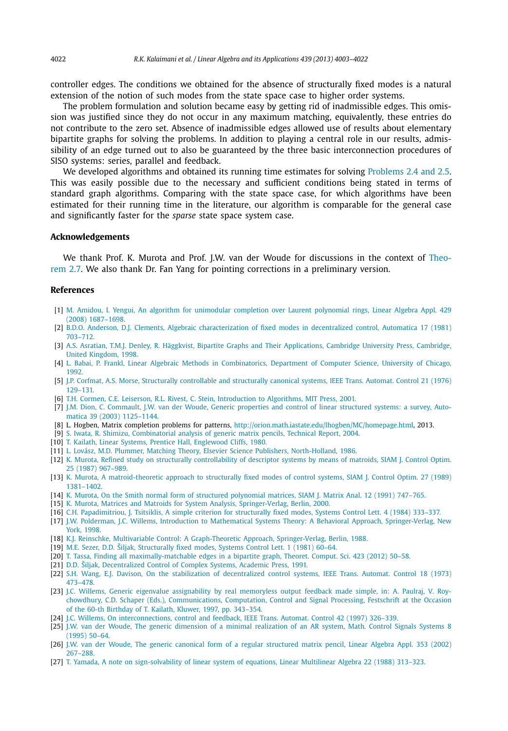controller edges. The conditions we obtained for the absence of structurally fixed modes is a natural extension of the notion of such modes from the state space case to higher order systems.

The problem formulation and solution became easy by getting rid of inadmissible edges. This omission was justified since they do not occur in any maximum matching, equivalently, these entries do not contribute to the zero set. Absence of inadmissible edges allowed use of results about elementary bipartite graphs for solving the problems. In addition to playing a central role in our results, admissibility of an edge turned out to also be guaranteed by the three basic interconnection procedures of SISO systems: series, parallel and feedback.

We developed algorithms and obtained its running time estimates for solving Problems 2.4 and 2.5. This was easily possible due to the necessary and sufficient conditions being stated in terms of standard graph algorithms. Comparing with the state space case, for which algorithms have been estimated for their running time in the literature, our algorithm is comparable for the general case and significantly faster for the *sparse* state space system case.

## Acknowledgements

We thank Prof. K. Murota and Prof. J.W. van der Woude for discussions in the context of Theorem 2.7. We also thank Dr. Fan Yang for pointing corrections in a preliminary version.

## References

[1] M. Amidou, I. Yengui, An algorithm for unimodular completion over Laurent polynomial rings, Linear Algebra Appl. 429 (2008) 1687–1698.

[2] B.D.O. Anderson, D.J. Clements, Algebraic characterization of fixed modes in decentralized control, Automatica 17 (1981) 703–712.

[3] A.S. Asratian, T.M.J. Denley, R. Häggkvist, Bipartite Graphs and Their Applications, Cambridge University Press, Cambridge, United Kingdom, 1998.

[4] L. Babai, P. Frankl, Linear Algebraic Methods in Combinatorics, Department of Computer Science, University of Chicago, 1992.

[5] J.P. Corfmat, A.S. Morse, Structurally controllable and structurally canonical systems, IEEE Trans. Automat. Control 21 (1976) 129–131.

[6] T.H. Cormen, C.E. Leiserson, R.L. Rivest, C. Stein, Introduction to Algorithms, MIT Press, 2001.

[7] J.M. Dion, C. Commault, J.W. van der Woude, Generic properties and control of linear structured systems: a survey, Automatica 39 (2003) 1125–1144.

[8] L. Hogben, Matrix completion problems for patterns, http://orion.math.iastate.edu/lhogben/MC/homepage.html, 2013.

[9] S. Iwata, R. Shimizu, Combinatorial analysis of generic matrix pencils, Technical Report, 2004.

[10] T. Kailath, Linear Systems, Prentice Hall, Englewood Cliffs, 1980.

[11] L. Lovász, M.D. Plummer, Matching Theory, Elsevier Science Publishers, North-Holland, 1986.

[12] K. Murota, Refined study on structurally controllability of descriptor systems by means of matroids, SIAM J. Control Optim. 25 (1987) 967–989.

[13] K. Murota, A matroid-theoretic approach to structurally fixed modes of control systems, SIAM J. Control Optim. 27 (1989) 1381–1402.

[14] K. Murota, On the Smith normal form of structured polynomial matrices, SIAM J. Matrix Anal. 12 (1991) 747–765.

[15] K. Murota, Matrices and Matroids for System Analysis, Springer-Verlag, Berlin, 2000.

[16] C.H. Papadimitriou, J. Tsitsiklis, A simple criterion for structurally fixed modes, Systems Control Lett. 4 (1984) 333–337.

[17] J.W. Polderman, J.C. Willems, Introduction to Mathematical Systems Theory: A Behavioral Approach, Springer-Verlag, New York, 1998.

[18] K.J. Reinschke, Multivariable Control: A Graph-Theoretic Approach, Springer-Verlag, Berlin, 1988.

[19] M.E. Sezer, D.D. Šiljak, Structurally fixed modes, Systems Control Lett. 1 (1981) 60–64.

[20] T. Tassa, Finding all maximally-matchable edges in a bipartite graph, Theoret. Comput. Sci. 423 (2012) 50–58.

[21] D.D. Šiljak, Decentralized Control of Complex Systems, Academic Press, 1991.

[22] S.H. Wang, E.J. Davison, On the stabilization of decentralized control systems, IEEE Trans. Automat. Control 18 (1973) 473–478.

[23] J.C. Willems, Generic eigenvalue assignability by real memoryless output feedback made simple, in: A. Paulraj, V. Roychowdhury, C.D. Schaper (Eds.), Communications, Computation, Control and Signal Processing, Festschrift at the Occasion of the 60-th Birthday of T. Kailath, Kluwer, 1997, pp. 343–354.

[24] J.C. Willems, On interconnections, control and feedback, IEEE Trans. Automat. Control 42 (1997) 326–339.

[25] J.W. van der Woude, The generic dimension of a minimal realization of an AR system, Math. Control Signals Systems 8 (1995) 50–64.

[26] J.W. van der Woude, The generic canonical form of a regular structured matrix pencil, Linear Algebra Appl. 353 (2002) 267–288.

[27] T. Yamada, A note on sign-solvability of linear system of equations, Linear Multilinear Algebra 22 (1988) 313–323.